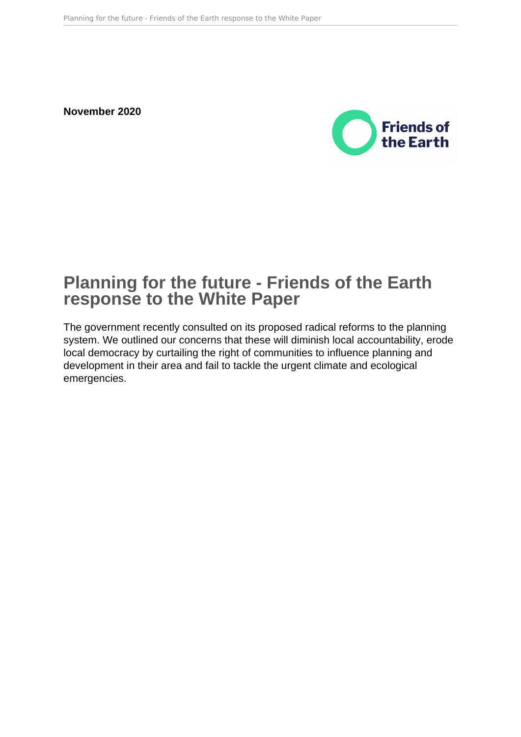**November 2020**

Friends of the Earth

# Planning for the future - Friends of the Earth response to the White Paper

The government recently consulted on its proposed radical reforms to the planning system. We outlined our concerns that these will diminish local accountability, erode local democracy by curtailing the right of communities to influence planning and development in their area and fail to tackle the urgent climate and ecological emergencies.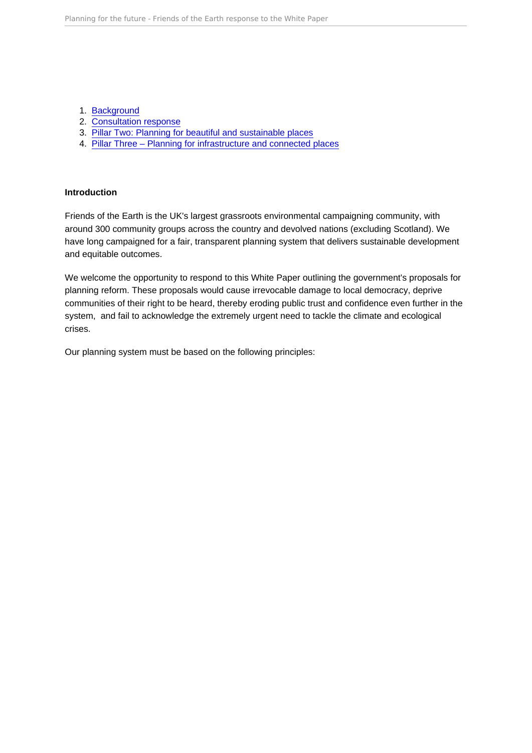1. [Background]
2. [Consultation response]
3. [Pillar Two: Planning for beautiful and sustainable places]
4. [Pillar Three – Planning for infrastructure and connected places]

**Introduction**

Friends of the Earth is the UK's largest grassroots environmental campaigning community, with around 300 community groups across the country and devolved nations (excluding Scotland). We have long campaigned for a fair, transparent planning system that delivers sustainable development and equitable outcomes.

We welcome the opportunity to respond to this White Paper outlining the government's proposals for planning reform. These proposals would cause irrevocable damage to local democracy, deprive communities of their right to be heard, thereby eroding public trust and confidence even further in the system, and fail to acknowledge the extremely urgent need to tackle the climate and ecological crises.

Our planning system must be based on the following principles: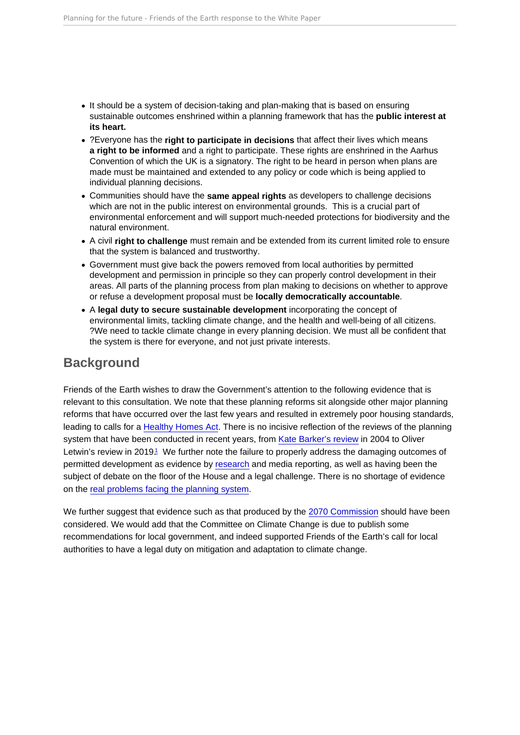- It should be a system of decision-taking and plan-making that is based on ensuring sustainable outcomes enshrined within a planning framework that has the **public interest at its heart.**
- ?Everyone has the **right to participate in decisions** that affect their lives which means **a right to be informed** and a right to participate. These rights are enshrined in the Aarhus Convention of which the UK is a signatory. The right to be heard in person when plans are made must be maintained and extended to any policy or code which is being applied to individual planning decisions.
- Communities should have the **same appeal rights** as developers to challenge decisions which are not in the public interest on environmental grounds. This is a crucial part of environmental enforcement and will support much-needed protections for biodiversity and the natural environment.
- A civil **right to challenge** must remain and be extended from its current limited role to ensure that the system is balanced and trustworthy.
- Government must give back the powers removed from local authorities by permitted development and permission in principle so they can properly control development in their areas. All parts of the planning process from plan making to decisions on whether to approve or refuse a development proposal must be **locally democratically accountable**.
- A **legal duty to secure sustainable development** incorporating the concept of environmental limits, tackling climate change, and the health and well-being of all citizens. ?We need to tackle climate change in every planning decision. We must all be confident that the system is there for everyone, and not just private interests.

## Background

Friends of the Earth wishes to draw the Government's attention to the following evidence that is relevant to this consultation. We note that these planning reforms sit alongside other major planning reforms that have occurred over the last few years and resulted in extremely poor housing standards, leading to calls for a Healthy Homes Act. There is no incisive reflection of the reviews of the planning system that have been conducted in recent years, from Kate Barker's review in 2004 to Oliver Letwin's review in 2019[1] We further note the failure to properly address the damaging outcomes of permitted development as evidence by research and media reporting, as well as having been the subject of debate on the floor of the House and a legal challenge. There is no shortage of evidence on the real problems facing the planning system.

We further suggest that evidence such as that produced by the 2070 Commission should have been considered. We would add that the Committee on Climate Change is due to publish some recommendations for local government, and indeed supported Friends of the Earth's call for local authorities to have a legal duty on mitigation and adaptation to climate change.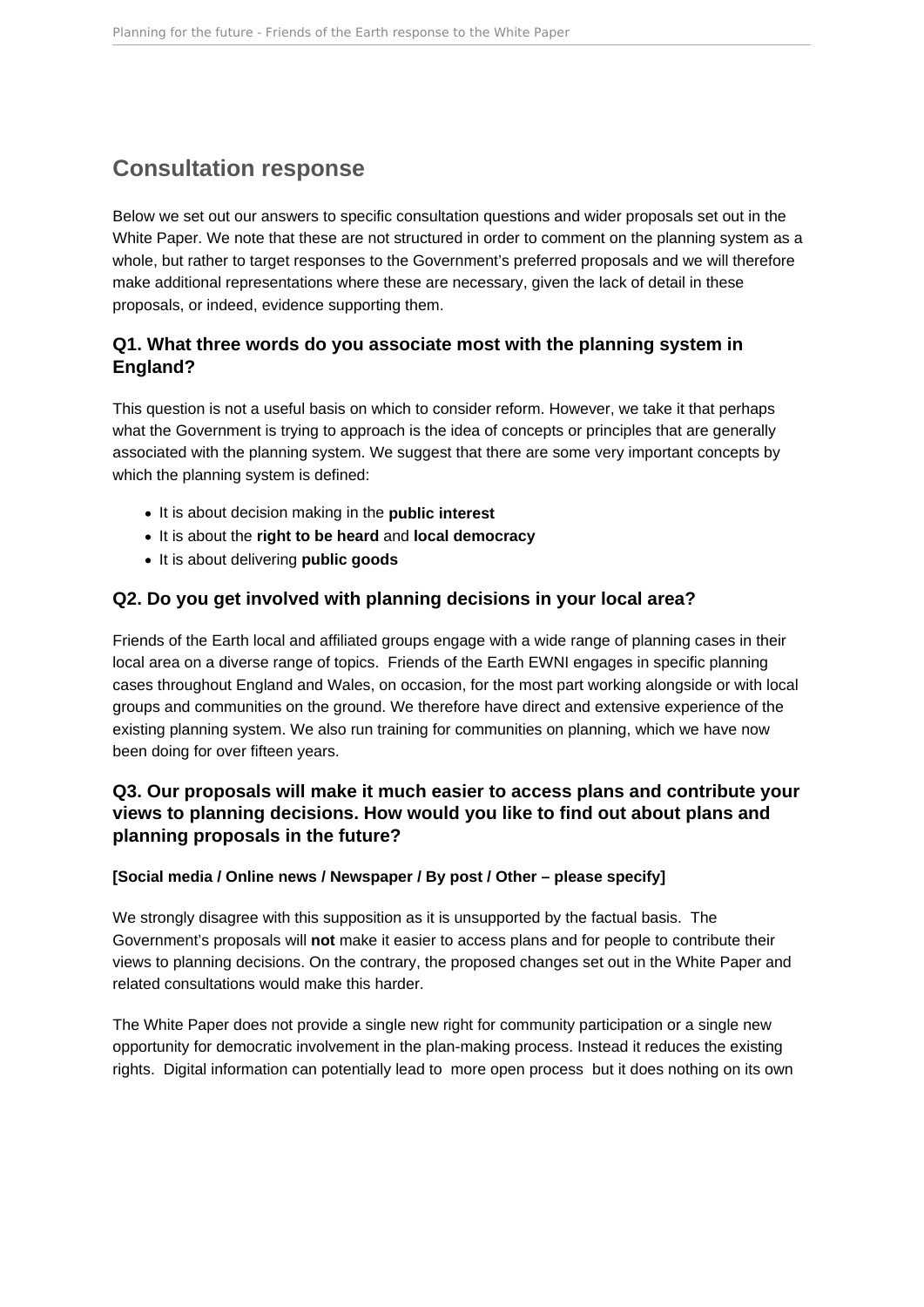## Consultation response

Below we set out our answers to specific consultation questions and wider proposals set out in the White Paper. We note that these are not structured in order to comment on the planning system as a whole, but rather to target responses to the Government's preferred proposals and we will therefore make additional representations where these are necessary, given the lack of detail in these proposals, or indeed, evidence supporting them.

### Q1. What three words do you associate most with the planning system in England?

This question is not a useful basis on which to consider reform. However, we take it that perhaps what the Government is trying to approach is the idea of concepts or principles that are generally associated with the planning system. We suggest that there are some very important concepts by which the planning system is defined:

- It is about decision making in the **public interest**
- It is about the **right to be heard** and **local democracy**
- It is about delivering **public goods**

### Q2. Do you get involved with planning decisions in your local area?

Friends of the Earth local and affiliated groups engage with a wide range of planning cases in their local area on a diverse range of topics. Friends of the Earth EWNI engages in specific planning cases throughout England and Wales, on occasion, for the most part working alongside or with local groups and communities on the ground. We therefore have direct and extensive experience of the existing planning system. We also run training for communities on planning, which we have now been doing for over fifteen years.

### Q3. Our proposals will make it much easier to access plans and contribute your views to planning decisions. How would you like to find out about plans and planning proposals in the future?

**[Social media / Online news / Newspaper / By post / Other – please specify]**

We strongly disagree with this supposition as it is unsupported by the factual basis. The Government's proposals will **not** make it easier to access plans and for people to contribute their views to planning decisions. On the contrary, the proposed changes set out in the White Paper and related consultations would make this harder.

The White Paper does not provide a single new right for community participation or a single new opportunity for democratic involvement in the plan-making process. Instead it reduces the existing rights. Digital information can potentially lead to more open process but it does nothing on its own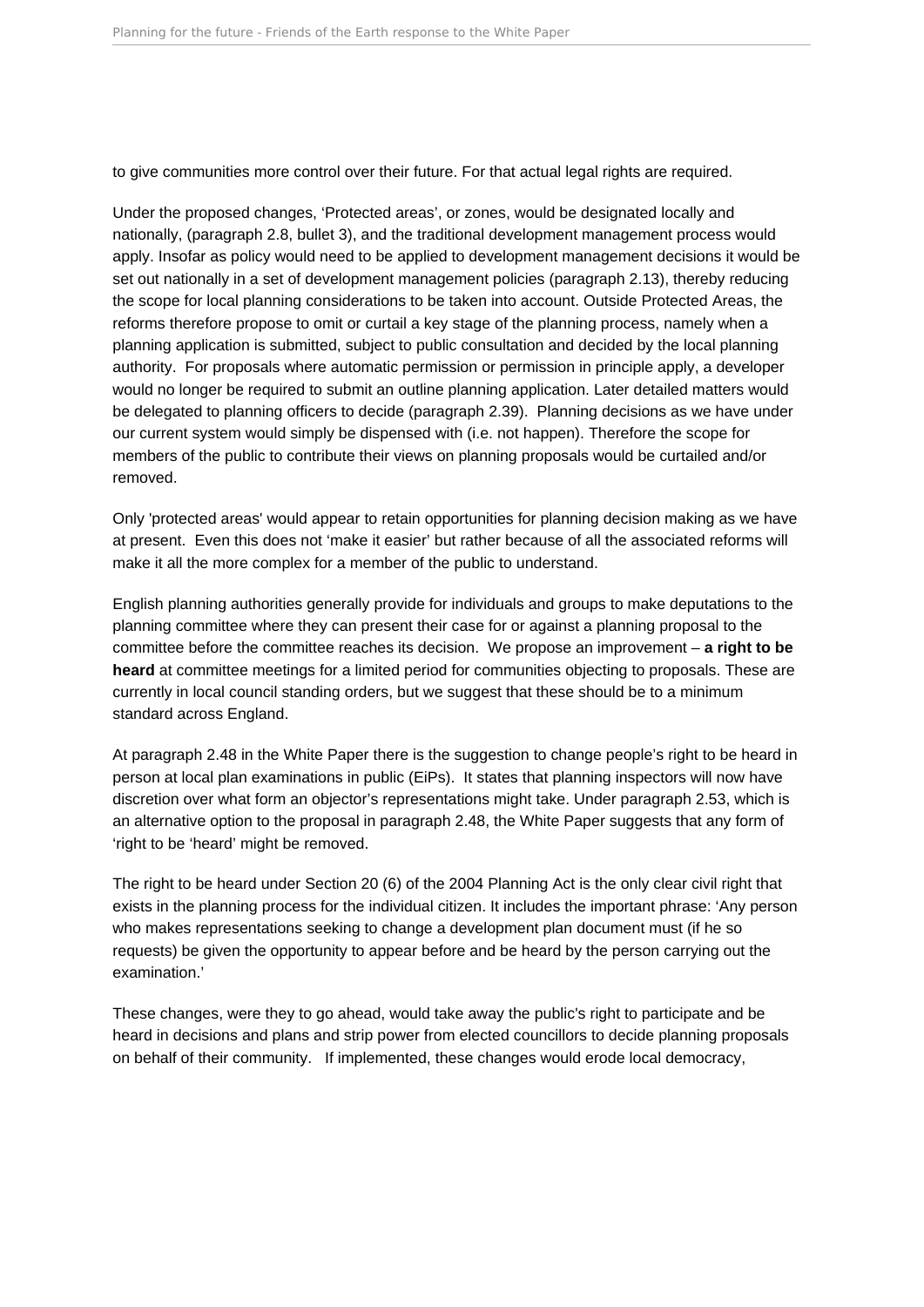to give communities more control over their future. For that actual legal rights are required.

Under the proposed changes, 'Protected areas', or zones, would be designated locally and nationally, (paragraph 2.8, bullet 3), and the traditional development management process would apply. Insofar as policy would need to be applied to development management decisions it would be set out nationally in a set of development management policies (paragraph 2.13), thereby reducing the scope for local planning considerations to be taken into account. Outside Protected Areas, the reforms therefore propose to omit or curtail a key stage of the planning process, namely when a planning application is submitted, subject to public consultation and decided by the local planning authority. For proposals where automatic permission or permission in principle apply, a developer would no longer be required to submit an outline planning application. Later detailed matters would be delegated to planning officers to decide (paragraph 2.39). Planning decisions as we have under our current system would simply be dispensed with (i.e. not happen). Therefore the scope for members of the public to contribute their views on planning proposals would be curtailed and/or removed.

Only 'protected areas' would appear to retain opportunities for planning decision making as we have at present. Even this does not 'make it easier' but rather because of all the associated reforms will make it all the more complex for a member of the public to understand.

English planning authorities generally provide for individuals and groups to make deputations to the planning committee where they can present their case for or against a planning proposal to the committee before the committee reaches its decision. We propose an improvement – **a right to be heard** at committee meetings for a limited period for communities objecting to proposals. These are currently in local council standing orders, but we suggest that these should be to a minimum standard across England.

At paragraph 2.48 in the White Paper there is the suggestion to change people's right to be heard in person at local plan examinations in public (EiPs). It states that planning inspectors will now have discretion over what form an objector's representations might take. Under paragraph 2.53, which is an alternative option to the proposal in paragraph 2.48, the White Paper suggests that any form of 'right to be 'heard' might be removed.

The right to be heard under Section 20 (6) of the 2004 Planning Act is the only clear civil right that exists in the planning process for the individual citizen. It includes the important phrase: 'Any person who makes representations seeking to change a development plan document must (if he so requests) be given the opportunity to appear before and be heard by the person carrying out the examination.'

These changes, were they to go ahead, would take away the public's right to participate and be heard in decisions and plans and strip power from elected councillors to decide planning proposals on behalf of their community. If implemented, these changes would erode local democracy,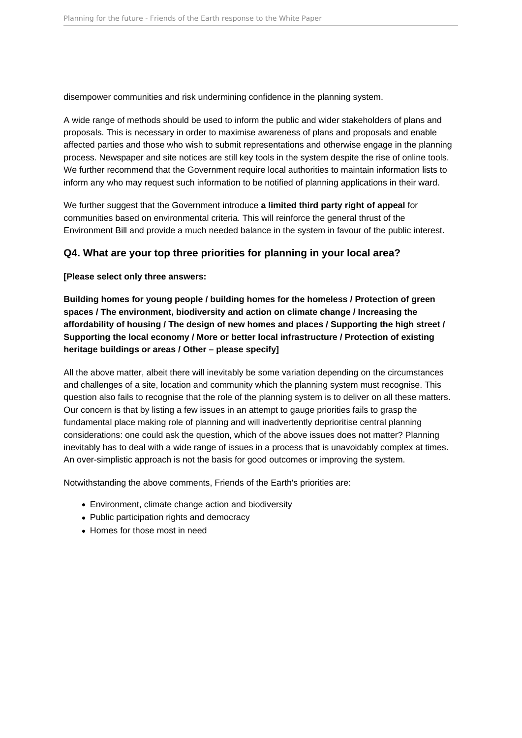disempower communities and risk undermining confidence in the planning system.

A wide range of methods should be used to inform the public and wider stakeholders of plans and proposals. This is necessary in order to maximise awareness of plans and proposals and enable affected parties and those who wish to submit representations and otherwise engage in the planning process. Newspaper and site notices are still key tools in the system despite the rise of online tools. We further recommend that the Government require local authorities to maintain information lists to inform any who may request such information to be notified of planning applications in their ward.

We further suggest that the Government introduce **a limited third party right of appeal** for communities based on environmental criteria. This will reinforce the general thrust of the Environment Bill and provide a much needed balance in the system in favour of the public interest.

### Q4. What are your top three priorities for planning in your local area?

**[Please select only three answers:**

**Building homes for young people / building homes for the homeless / Protection of green spaces / The environment, biodiversity and action on climate change / Increasing the affordability of housing / The design of new homes and places / Supporting the high street / Supporting the local economy / More or better local infrastructure / Protection of existing heritage buildings or areas / Other – please specify]**

All the above matter, albeit there will inevitably be some variation depending on the circumstances and challenges of a site, location and community which the planning system must recognise. This question also fails to recognise that the role of the planning system is to deliver on all these matters. Our concern is that by listing a few issues in an attempt to gauge priorities fails to grasp the fundamental place making role of planning and will inadvertently deprioritise central planning considerations: one could ask the question, which of the above issues does not matter? Planning inevitably has to deal with a wide range of issues in a process that is unavoidably complex at times. An over-simplistic approach is not the basis for good outcomes or improving the system.

Notwithstanding the above comments, Friends of the Earth's priorities are:

- Environment, climate change action and biodiversity
- Public participation rights and democracy
- Homes for those most in need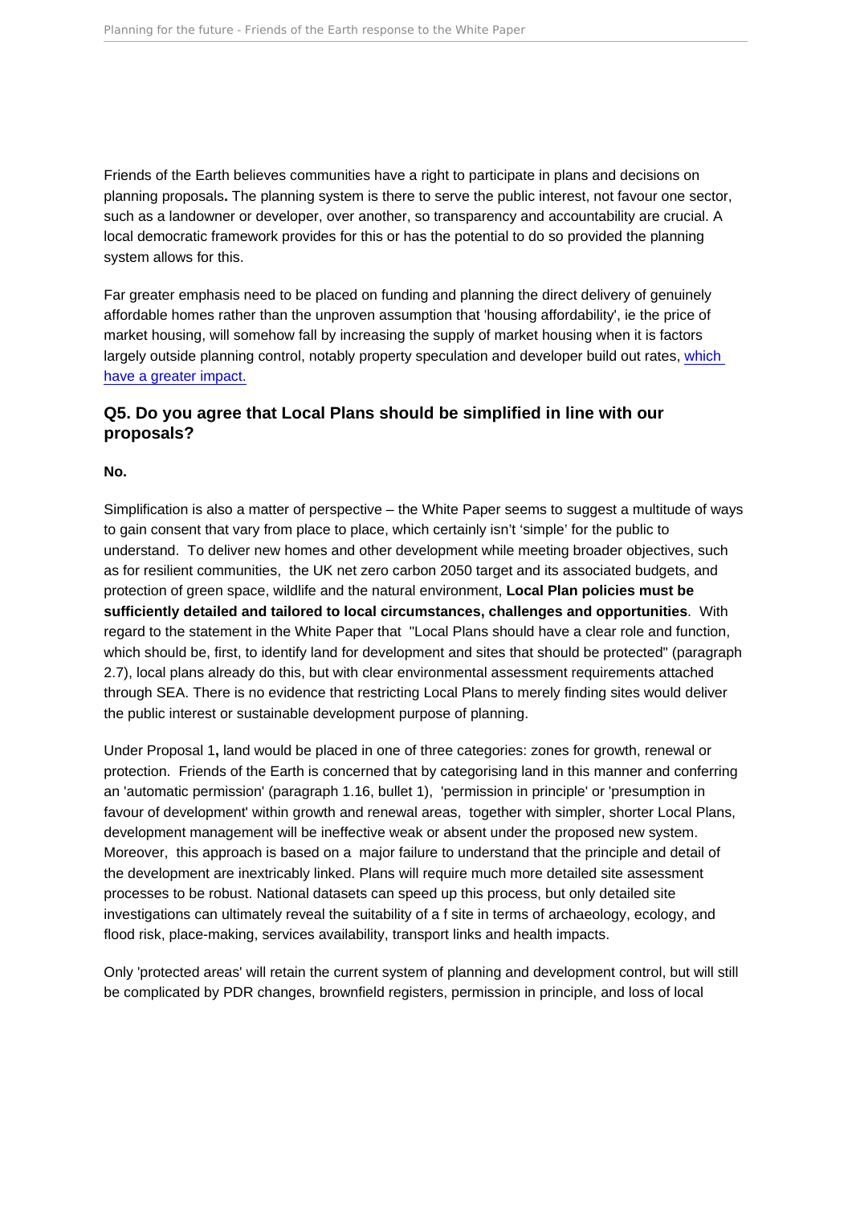Friends of the Earth believes communities have a right to participate in plans and decisions on planning proposals**.** The planning system is there to serve the public interest, not favour one sector, such as a landowner or developer, over another, so transparency and accountability are crucial. A local democratic framework provides for this or has the potential to do so provided the planning system allows for this.

Far greater emphasis need to be placed on funding and planning the direct delivery of genuinely affordable homes rather than the unproven assumption that 'housing affordability', ie the price of market housing, will somehow fall by increasing the supply of market housing when it is factors largely outside planning control, notably property speculation and developer build out rates, [which have a greater impact.]

## Q5. Do you agree that Local Plans should be simplified in line with our proposals?

**No.**

Simplification is also a matter of perspective – the White Paper seems to suggest a multitude of ways to gain consent that vary from place to place, which certainly isn't 'simple' for the public to understand. To deliver new homes and other development while meeting broader objectives, such as for resilient communities, the UK net zero carbon 2050 target and its associated budgets, and protection of green space, wildlife and the natural environment, **Local Plan policies must be sufficiently detailed and tailored to local circumstances, challenges and opportunities**. With regard to the statement in the White Paper that "Local Plans should have a clear role and function, which should be, first, to identify land for development and sites that should be protected" (paragraph 2.7), local plans already do this, but with clear environmental assessment requirements attached through SEA. There is no evidence that restricting Local Plans to merely finding sites would deliver the public interest or sustainable development purpose of planning.

Under Proposal 1**,** land would be placed in one of three categories: zones for growth, renewal or protection. Friends of the Earth is concerned that by categorising land in this manner and conferring an 'automatic permission' (paragraph 1.16, bullet 1), 'permission in principle' or 'presumption in favour of development' within growth and renewal areas, together with simpler, shorter Local Plans, development management will be ineffective weak or absent under the proposed new system. Moreover, this approach is based on a major failure to understand that the principle and detail of the development are inextricably linked. Plans will require much more detailed site assessment processes to be robust. National datasets can speed up this process, but only detailed site investigations can ultimately reveal the suitability of a f site in terms of archaeology, ecology, and flood risk, place-making, services availability, transport links and health impacts.

Only 'protected areas' will retain the current system of planning and development control, but will still be complicated by PDR changes, brownfield registers, permission in principle, and loss of local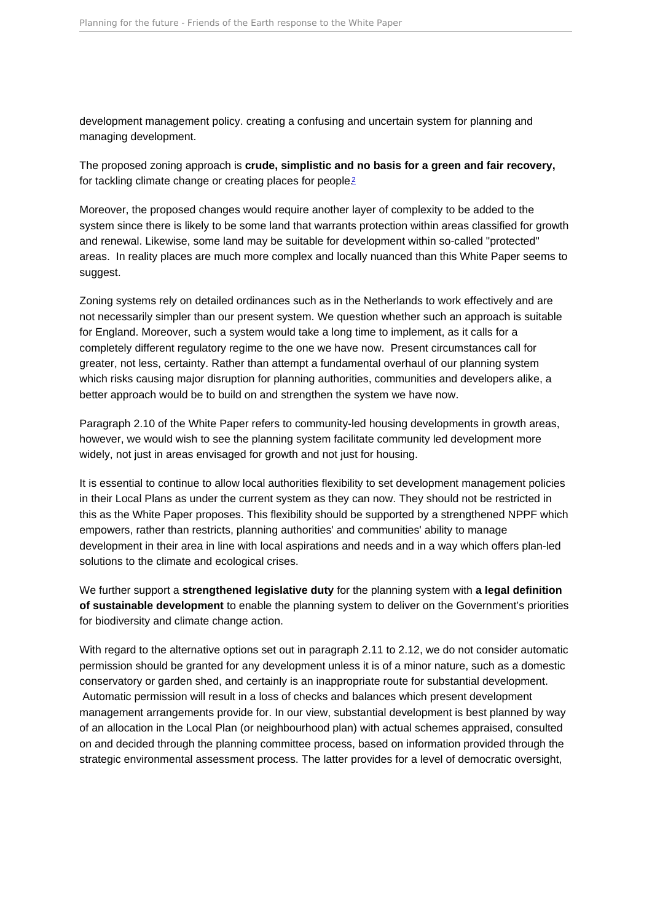development management policy. creating a confusing and uncertain system for planning and managing development.

The proposed zoning approach is **crude, simplistic and no basis for a green and fair recovery,** for tackling climate change or creating places for people[2]

Moreover, the proposed changes would require another layer of complexity to be added to the system since there is likely to be some land that warrants protection within areas classified for growth and renewal. Likewise, some land may be suitable for development within so-called "protected" areas. In reality places are much more complex and locally nuanced than this White Paper seems to suggest.

Zoning systems rely on detailed ordinances such as in the Netherlands to work effectively and are not necessarily simpler than our present system. We question whether such an approach is suitable for England. Moreover, such a system would take a long time to implement, as it calls for a completely different regulatory regime to the one we have now. Present circumstances call for greater, not less, certainty. Rather than attempt a fundamental overhaul of our planning system which risks causing major disruption for planning authorities, communities and developers alike, a better approach would be to build on and strengthen the system we have now.

Paragraph 2.10 of the White Paper refers to community-led housing developments in growth areas, however, we would wish to see the planning system facilitate community led development more widely, not just in areas envisaged for growth and not just for housing.

It is essential to continue to allow local authorities flexibility to set development management policies in their Local Plans as under the current system as they can now. They should not be restricted in this as the White Paper proposes. This flexibility should be supported by a strengthened NPPF which empowers, rather than restricts, planning authorities' and communities' ability to manage development in their area in line with local aspirations and needs and in a way which offers plan-led solutions to the climate and ecological crises.

We further support a **strengthened legislative duty** for the planning system with **a legal definition of sustainable development** to enable the planning system to deliver on the Government's priorities for biodiversity and climate change action.

With regard to the alternative options set out in paragraph 2.11 to 2.12, we do not consider automatic permission should be granted for any development unless it is of a minor nature, such as a domestic conservatory or garden shed, and certainly is an inappropriate route for substantial development. Automatic permission will result in a loss of checks and balances which present development management arrangements provide for. In our view, substantial development is best planned by way of an allocation in the Local Plan (or neighbourhood plan) with actual schemes appraised, consulted on and decided through the planning committee process, based on information provided through the strategic environmental assessment process. The latter provides for a level of democratic oversight,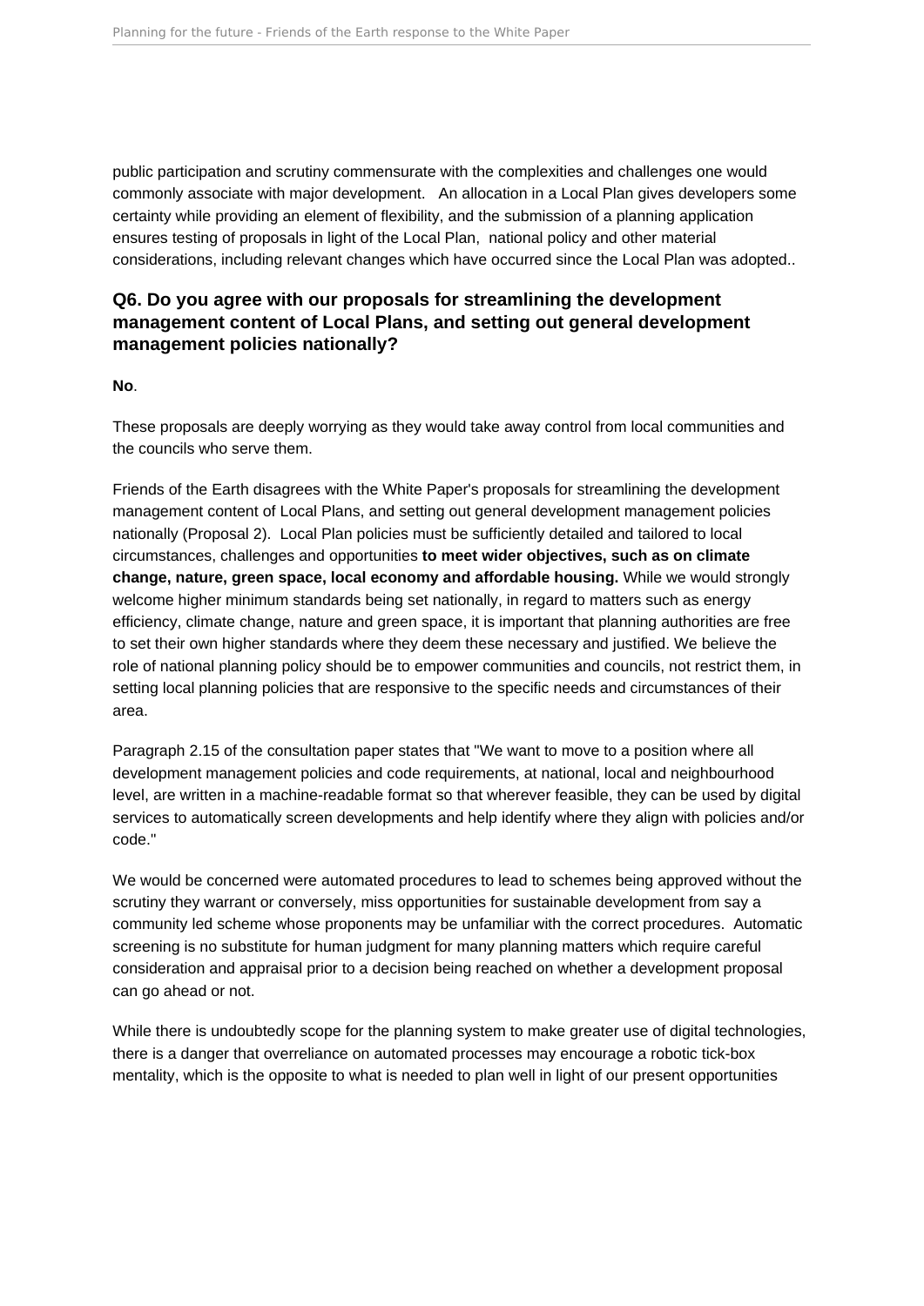public participation and scrutiny commensurate with the complexities and challenges one would commonly associate with major development. An allocation in a Local Plan gives developers some certainty while providing an element of flexibility, and the submission of a planning application ensures testing of proposals in light of the Local Plan, national policy and other material considerations, including relevant changes which have occurred since the Local Plan was adopted..

### Q6. Do you agree with our proposals for streamlining the development management content of Local Plans, and setting out general development management policies nationally?

**No**.

These proposals are deeply worrying as they would take away control from local communities and the councils who serve them.

Friends of the Earth disagrees with the White Paper's proposals for streamlining the development management content of Local Plans, and setting out general development management policies nationally (Proposal 2). Local Plan policies must be sufficiently detailed and tailored to local circumstances, challenges and opportunities **to meet wider objectives, such as on climate change, nature, green space, local economy and affordable housing.** While we would strongly welcome higher minimum standards being set nationally, in regard to matters such as energy efficiency, climate change, nature and green space, it is important that planning authorities are free to set their own higher standards where they deem these necessary and justified. We believe the role of national planning policy should be to empower communities and councils, not restrict them, in setting local planning policies that are responsive to the specific needs and circumstances of their area.

Paragraph 2.15 of the consultation paper states that "We want to move to a position where all development management policies and code requirements, at national, local and neighbourhood level, are written in a machine-readable format so that wherever feasible, they can be used by digital services to automatically screen developments and help identify where they align with policies and/or code."

We would be concerned were automated procedures to lead to schemes being approved without the scrutiny they warrant or conversely, miss opportunities for sustainable development from say a community led scheme whose proponents may be unfamiliar with the correct procedures. Automatic screening is no substitute for human judgment for many planning matters which require careful consideration and appraisal prior to a decision being reached on whether a development proposal can go ahead or not.

While there is undoubtedly scope for the planning system to make greater use of digital technologies, there is a danger that overreliance on automated processes may encourage a robotic tick-box mentality, which is the opposite to what is needed to plan well in light of our present opportunities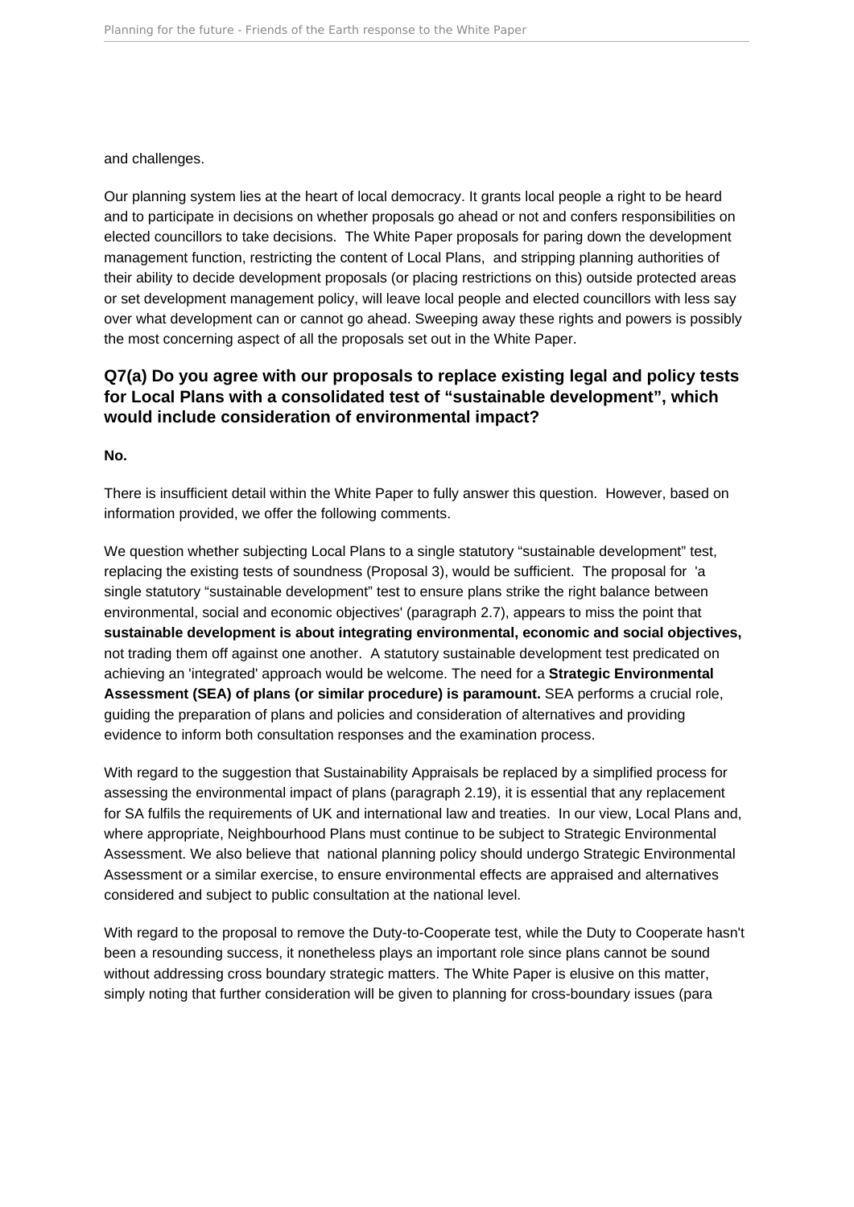and challenges.

Our planning system lies at the heart of local democracy. It grants local people a right to be heard and to participate in decisions on whether proposals go ahead or not and confers responsibilities on elected councillors to take decisions. The White Paper proposals for paring down the development management function, restricting the content of Local Plans, and stripping planning authorities of their ability to decide development proposals (or placing restrictions on this) outside protected areas or set development management policy, will leave local people and elected councillors with less say over what development can or cannot go ahead. Sweeping away these rights and powers is possibly the most concerning aspect of all the proposals set out in the White Paper.

### Q7(a) Do you agree with our proposals to replace existing legal and policy tests for Local Plans with a consolidated test of "sustainable development", which would include consideration of environmental impact?

**No.**

There is insufficient detail within the White Paper to fully answer this question. However, based on information provided, we offer the following comments.

We question whether subjecting Local Plans to a single statutory "sustainable development" test, replacing the existing tests of soundness (Proposal 3), would be sufficient. The proposal for 'a single statutory "sustainable development" test to ensure plans strike the right balance between environmental, social and economic objectives' (paragraph 2.7), appears to miss the point that **sustainable development is about integrating environmental, economic and social objectives,** not trading them off against one another. A statutory sustainable development test predicated on achieving an 'integrated' approach would be welcome. The need for a **Strategic Environmental Assessment (SEA) of plans (or similar procedure) is paramount.** SEA performs a crucial role, guiding the preparation of plans and policies and consideration of alternatives and providing evidence to inform both consultation responses and the examination process.

With regard to the suggestion that Sustainability Appraisals be replaced by a simplified process for assessing the environmental impact of plans (paragraph 2.19), it is essential that any replacement for SA fulfils the requirements of UK and international law and treaties. In our view, Local Plans and, where appropriate, Neighbourhood Plans must continue to be subject to Strategic Environmental Assessment. We also believe that national planning policy should undergo Strategic Environmental Assessment or a similar exercise, to ensure environmental effects are appraised and alternatives considered and subject to public consultation at the national level.

With regard to the proposal to remove the Duty-to-Cooperate test, while the Duty to Cooperate hasn't been a resounding success, it nonetheless plays an important role since plans cannot be sound without addressing cross boundary strategic matters. The White Paper is elusive on this matter, simply noting that further consideration will be given to planning for cross-boundary issues (para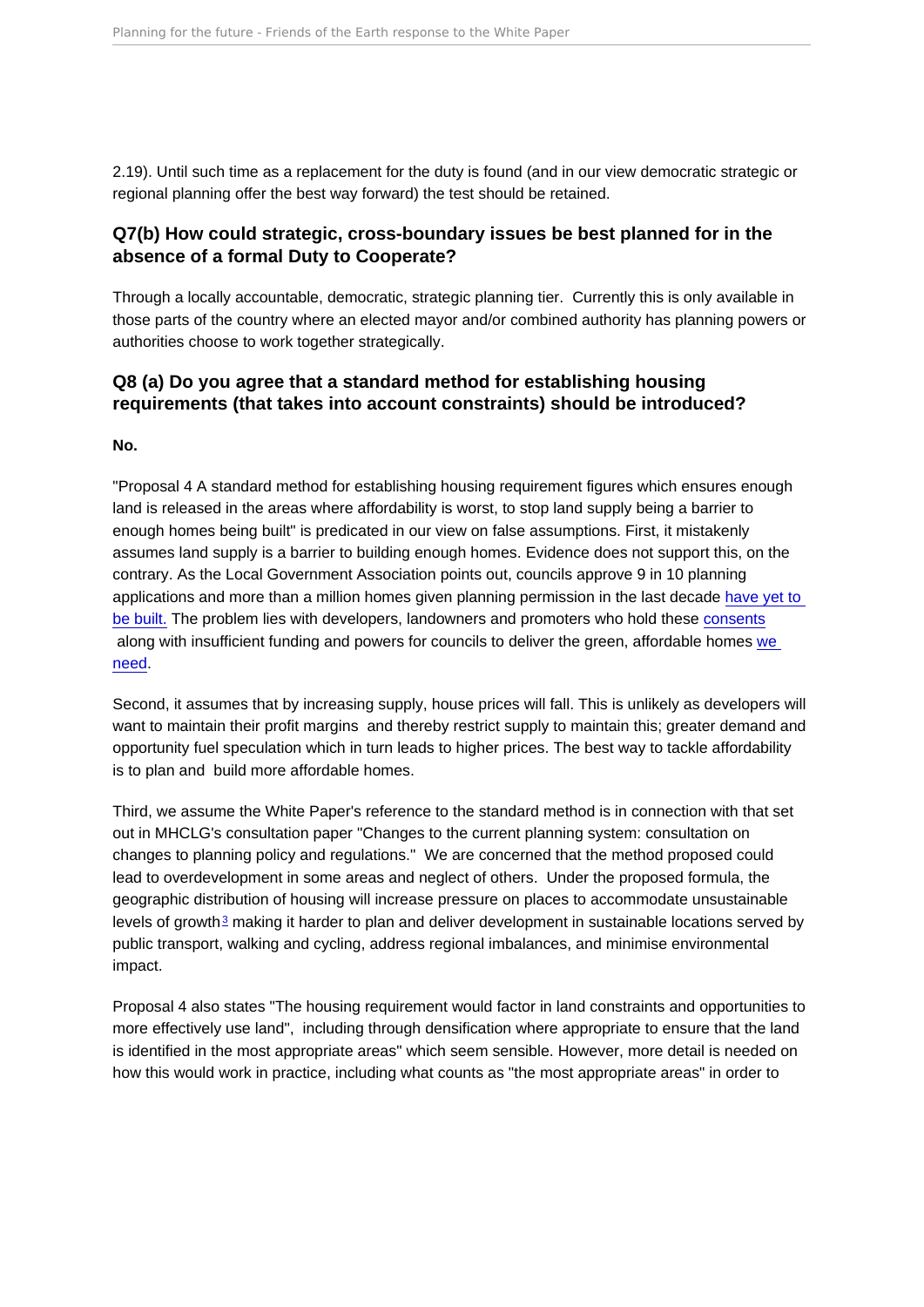2.19). Until such time as a replacement for the duty is found (and in our view democratic strategic or regional planning offer the best way forward) the test should be retained.

### Q7(b) How could strategic, cross-boundary issues be best planned for in the absence of a formal Duty to Cooperate?

Through a locally accountable, democratic, strategic planning tier. Currently this is only available in those parts of the country where an elected mayor and/or combined authority has planning powers or authorities choose to work together strategically.

### Q8 (a) Do you agree that a standard method for establishing housing requirements (that takes into account constraints) should be introduced?

**No.**

"Proposal 4 A standard method for establishing housing requirement figures which ensures enough land is released in the areas where affordability is worst, to stop land supply being a barrier to enough homes being built" is predicated in our view on false assumptions. First, it mistakenly assumes land supply is a barrier to building enough homes. Evidence does not support this, on the contrary. As the Local Government Association points out, councils approve 9 in 10 planning applications and more than a million homes given planning permission in the last decade have yet to be built. The problem lies with developers, landowners and promoters who hold these consents along with insufficient funding and powers for councils to deliver the green, affordable homes we need.

Second, it assumes that by increasing supply, house prices will fall. This is unlikely as developers will want to maintain their profit margins and thereby restrict supply to maintain this; greater demand and opportunity fuel speculation which in turn leads to higher prices. The best way to tackle affordability is to plan and build more affordable homes.

Third, we assume the White Paper's reference to the standard method is in connection with that set out in MHCLG's consultation paper "Changes to the current planning system: consultation on changes to planning policy and regulations." We are concerned that the method proposed could lead to overdevelopment in some areas and neglect of others. Under the proposed formula, the geographic distribution of housing will increase pressure on places to accommodate unsustainable levels of growth[3] making it harder to plan and deliver development in sustainable locations served by public transport, walking and cycling, address regional imbalances, and minimise environmental impact.

Proposal 4 also states "The housing requirement would factor in land constraints and opportunities to more effectively use land", including through densification where appropriate to ensure that the land is identified in the most appropriate areas" which seem sensible. However, more detail is needed on how this would work in practice, including what counts as "the most appropriate areas" in order to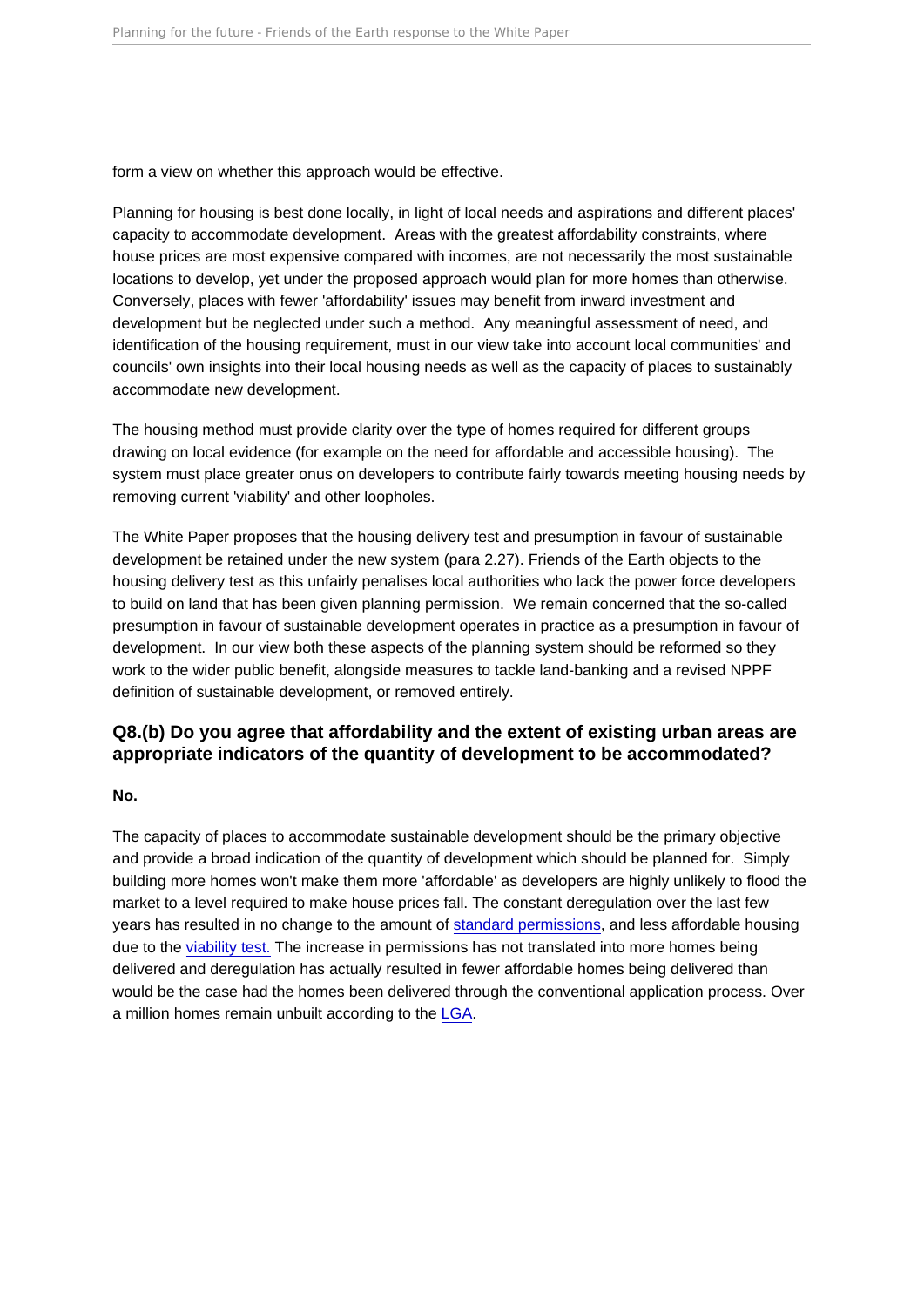form a view on whether this approach would be effective.

Planning for housing is best done locally, in light of local needs and aspirations and different places' capacity to accommodate development. Areas with the greatest affordability constraints, where house prices are most expensive compared with incomes, are not necessarily the most sustainable locations to develop, yet under the proposed approach would plan for more homes than otherwise. Conversely, places with fewer 'affordability' issues may benefit from inward investment and development but be neglected under such a method. Any meaningful assessment of need, and identification of the housing requirement, must in our view take into account local communities' and councils' own insights into their local housing needs as well as the capacity of places to sustainably accommodate new development.

The housing method must provide clarity over the type of homes required for different groups drawing on local evidence (for example on the need for affordable and accessible housing). The system must place greater onus on developers to contribute fairly towards meeting housing needs by removing current 'viability' and other loopholes.

The White Paper proposes that the housing delivery test and presumption in favour of sustainable development be retained under the new system (para 2.27). Friends of the Earth objects to the housing delivery test as this unfairly penalises local authorities who lack the power force developers to build on land that has been given planning permission. We remain concerned that the so-called presumption in favour of sustainable development operates in practice as a presumption in favour of development. In our view both these aspects of the planning system should be reformed so they work to the wider public benefit, alongside measures to tackle land-banking and a revised NPPF definition of sustainable development, or removed entirely.

### Q8.(b) Do you agree that affordability and the extent of existing urban areas are appropriate indicators of the quantity of development to be accommodated?

**No.**

The capacity of places to accommodate sustainable development should be the primary objective and provide a broad indication of the quantity of development which should be planned for. Simply building more homes won't make them more 'affordable' as developers are highly unlikely to flood the market to a level required to make house prices fall. The constant deregulation over the last few years has resulted in no change to the amount of standard permissions, and less affordable housing due to the viability test. The increase in permissions has not translated into more homes being delivered and deregulation has actually resulted in fewer affordable homes being delivered than would be the case had the homes been delivered through the conventional application process. Over a million homes remain unbuilt according to the LGA.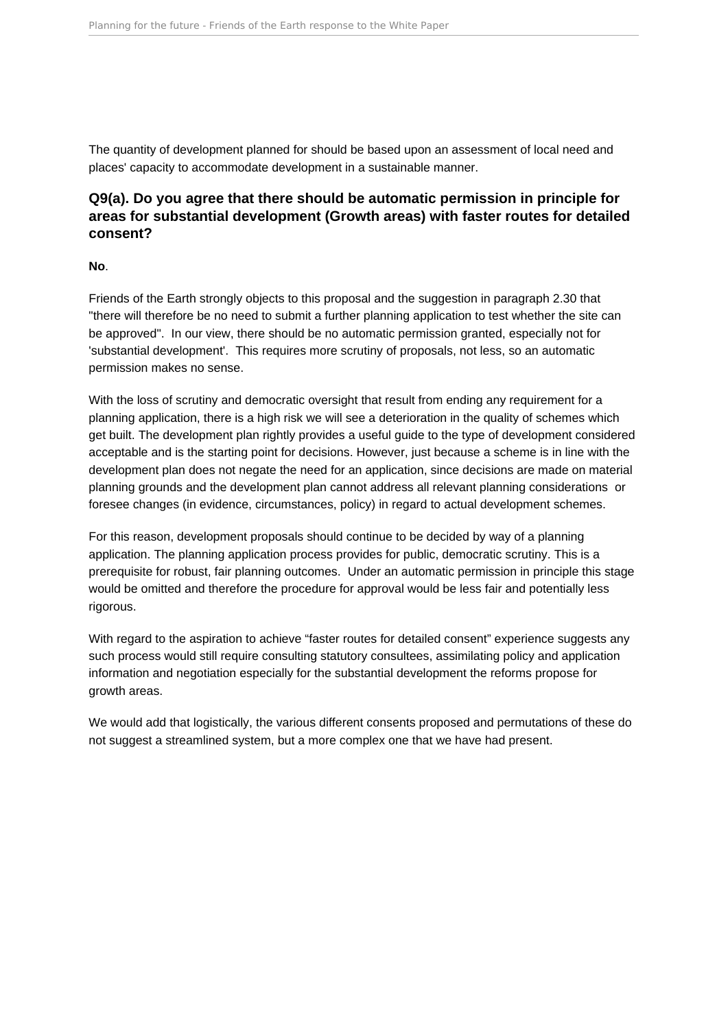The quantity of development planned for should be based upon an assessment of local need and places' capacity to accommodate development in a sustainable manner.

### Q9(a). Do you agree that there should be automatic permission in principle for areas for substantial development (Growth areas) with faster routes for detailed consent?

**No**.

Friends of the Earth strongly objects to this proposal and the suggestion in paragraph 2.30 that "there will therefore be no need to submit a further planning application to test whether the site can be approved". In our view, there should be no automatic permission granted, especially not for 'substantial development'. This requires more scrutiny of proposals, not less, so an automatic permission makes no sense.

With the loss of scrutiny and democratic oversight that result from ending any requirement for a planning application, there is a high risk we will see a deterioration in the quality of schemes which get built. The development plan rightly provides a useful guide to the type of development considered acceptable and is the starting point for decisions. However, just because a scheme is in line with the development plan does not negate the need for an application, since decisions are made on material planning grounds and the development plan cannot address all relevant planning considerations or foresee changes (in evidence, circumstances, policy) in regard to actual development schemes.

For this reason, development proposals should continue to be decided by way of a planning application. The planning application process provides for public, democratic scrutiny. This is a prerequisite for robust, fair planning outcomes. Under an automatic permission in principle this stage would be omitted and therefore the procedure for approval would be less fair and potentially less rigorous.

With regard to the aspiration to achieve "faster routes for detailed consent" experience suggests any such process would still require consulting statutory consultees, assimilating policy and application information and negotiation especially for the substantial development the reforms propose for growth areas.

We would add that logistically, the various different consents proposed and permutations of these do not suggest a streamlined system, but a more complex one that we have had present.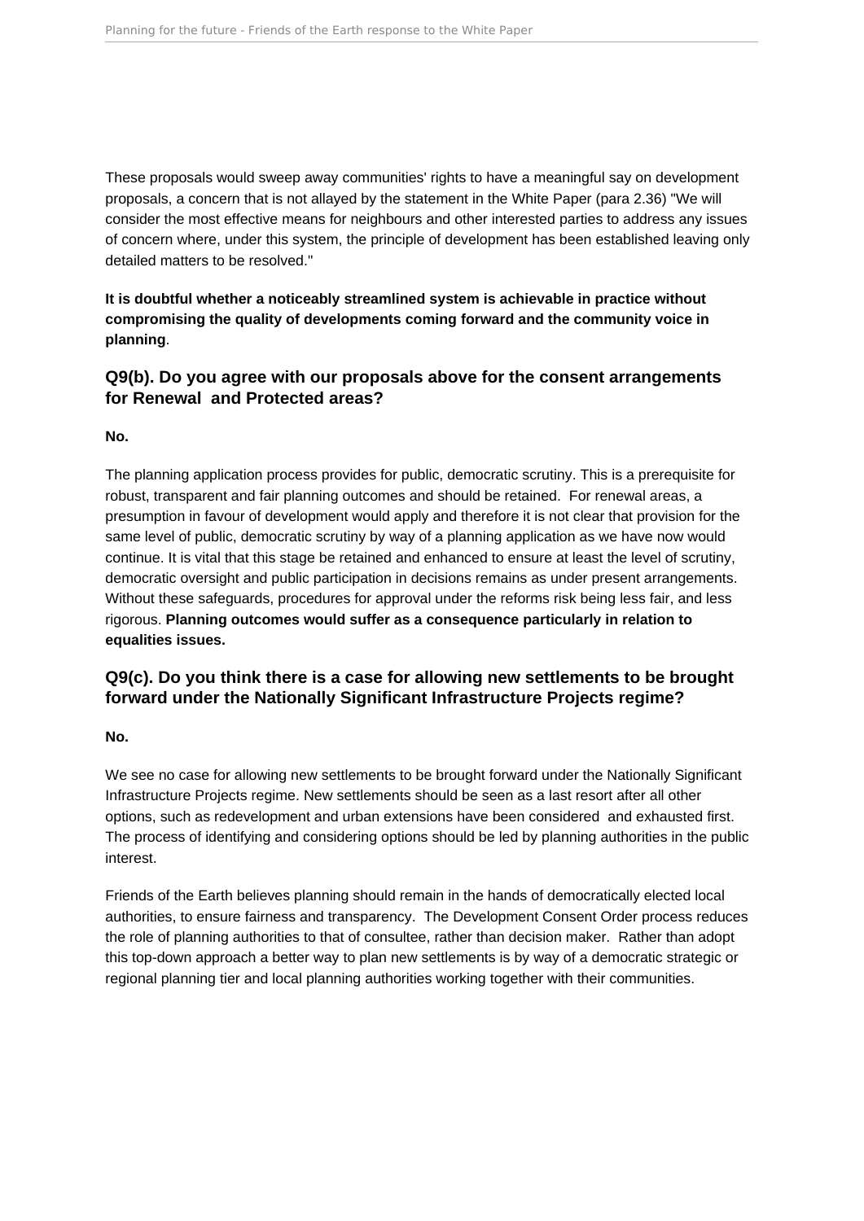These proposals would sweep away communities' rights to have a meaningful say on development proposals, a concern that is not allayed by the statement in the White Paper (para 2.36) "We will consider the most effective means for neighbours and other interested parties to address any issues of concern where, under this system, the principle of development has been established leaving only detailed matters to be resolved."

**It is doubtful whether a noticeably streamlined system is achievable in practice without compromising the quality of developments coming forward and the community voice in planning**.

### Q9(b). Do you agree with our proposals above for the consent arrangements for Renewal and Protected areas?

**No.**

The planning application process provides for public, democratic scrutiny. This is a prerequisite for robust, transparent and fair planning outcomes and should be retained. For renewal areas, a presumption in favour of development would apply and therefore it is not clear that provision for the same level of public, democratic scrutiny by way of a planning application as we have now would continue. It is vital that this stage be retained and enhanced to ensure at least the level of scrutiny, democratic oversight and public participation in decisions remains as under present arrangements. Without these safeguards, procedures for approval under the reforms risk being less fair, and less rigorous. **Planning outcomes would suffer as a consequence particularly in relation to equalities issues.**

### Q9(c). Do you think there is a case for allowing new settlements to be brought forward under the Nationally Significant Infrastructure Projects regime?

**No.**

We see no case for allowing new settlements to be brought forward under the Nationally Significant Infrastructure Projects regime. New settlements should be seen as a last resort after all other options, such as redevelopment and urban extensions have been considered and exhausted first. The process of identifying and considering options should be led by planning authorities in the public interest.

Friends of the Earth believes planning should remain in the hands of democratically elected local authorities, to ensure fairness and transparency. The Development Consent Order process reduces the role of planning authorities to that of consultee, rather than decision maker. Rather than adopt this top-down approach a better way to plan new settlements is by way of a democratic strategic or regional planning tier and local planning authorities working together with their communities.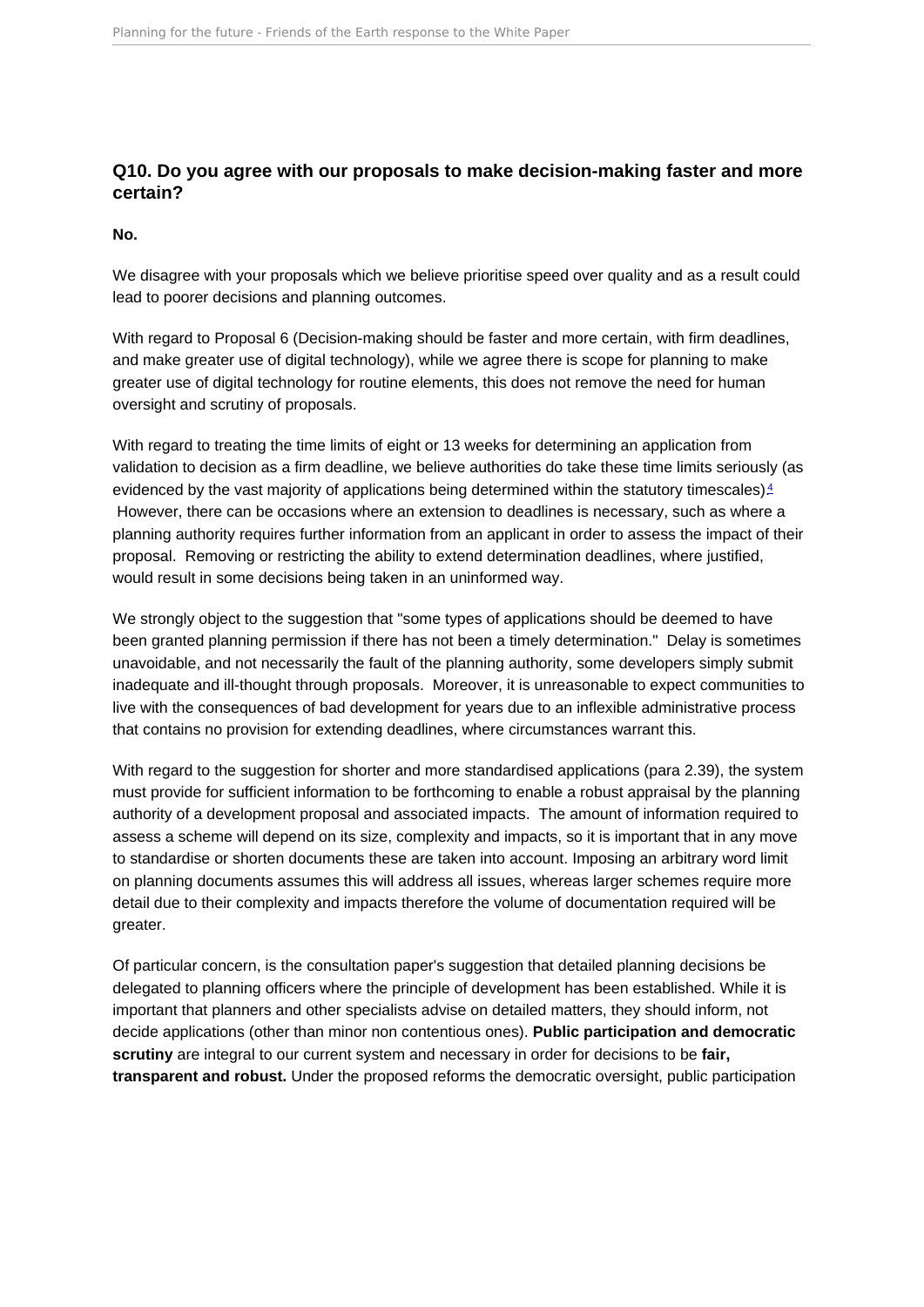### Q10. Do you agree with our proposals to make decision-making faster and more certain?

**No.**

We disagree with your proposals which we believe prioritise speed over quality and as a result could lead to poorer decisions and planning outcomes.

With regard to Proposal 6 (Decision-making should be faster and more certain, with firm deadlines, and make greater use of digital technology), while we agree there is scope for planning to make greater use of digital technology for routine elements, this does not remove the need for human oversight and scrutiny of proposals.

With regard to treating the time limits of eight or 13 weeks for determining an application from validation to decision as a firm deadline, we believe authorities do take these time limits seriously (as evidenced by the vast majority of applications being determined within the statutory timescales)[4] However, there can be occasions where an extension to deadlines is necessary, such as where a planning authority requires further information from an applicant in order to assess the impact of their proposal. Removing or restricting the ability to extend determination deadlines, where justified, would result in some decisions being taken in an uninformed way.

We strongly object to the suggestion that "some types of applications should be deemed to have been granted planning permission if there has not been a timely determination." Delay is sometimes unavoidable, and not necessarily the fault of the planning authority, some developers simply submit inadequate and ill-thought through proposals. Moreover, it is unreasonable to expect communities to live with the consequences of bad development for years due to an inflexible administrative process that contains no provision for extending deadlines, where circumstances warrant this.

With regard to the suggestion for shorter and more standardised applications (para 2.39), the system must provide for sufficient information to be forthcoming to enable a robust appraisal by the planning authority of a development proposal and associated impacts. The amount of information required to assess a scheme will depend on its size, complexity and impacts, so it is important that in any move to standardise or shorten documents these are taken into account. Imposing an arbitrary word limit on planning documents assumes this will address all issues, whereas larger schemes require more detail due to their complexity and impacts therefore the volume of documentation required will be greater.

Of particular concern, is the consultation paper's suggestion that detailed planning decisions be delegated to planning officers where the principle of development has been established. While it is important that planners and other specialists advise on detailed matters, they should inform, not decide applications (other than minor non contentious ones). **Public participation and democratic scrutiny** are integral to our current system and necessary in order for decisions to be **fair, transparent and robust.** Under the proposed reforms the democratic oversight, public participation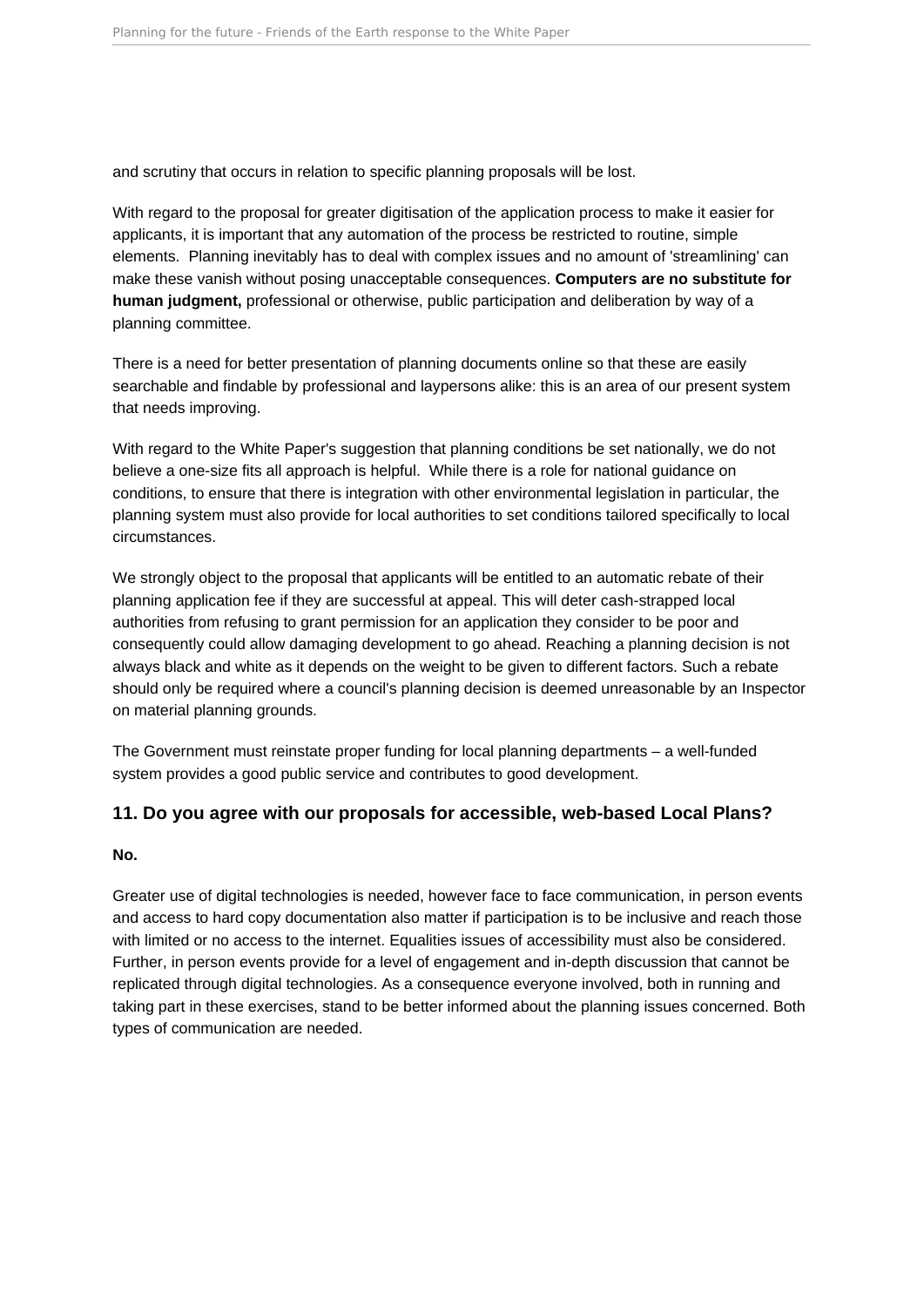and scrutiny that occurs in relation to specific planning proposals will be lost.

With regard to the proposal for greater digitisation of the application process to make it easier for applicants, it is important that any automation of the process be restricted to routine, simple elements. Planning inevitably has to deal with complex issues and no amount of 'streamlining' can make these vanish without posing unacceptable consequences. **Computers are no substitute for human judgment,** professional or otherwise, public participation and deliberation by way of a planning committee.

There is a need for better presentation of planning documents online so that these are easily searchable and findable by professional and laypersons alike: this is an area of our present system that needs improving.

With regard to the White Paper's suggestion that planning conditions be set nationally, we do not believe a one-size fits all approach is helpful. While there is a role for national guidance on conditions, to ensure that there is integration with other environmental legislation in particular, the planning system must also provide for local authorities to set conditions tailored specifically to local circumstances.

We strongly object to the proposal that applicants will be entitled to an automatic rebate of their planning application fee if they are successful at appeal. This will deter cash-strapped local authorities from refusing to grant permission for an application they consider to be poor and consequently could allow damaging development to go ahead. Reaching a planning decision is not always black and white as it depends on the weight to be given to different factors. Such a rebate should only be required where a council's planning decision is deemed unreasonable by an Inspector on material planning grounds.

The Government must reinstate proper funding for local planning departments – a well-funded system provides a good public service and contributes to good development.

### 11. Do you agree with our proposals for accessible, web-based Local Plans?

**No.**

Greater use of digital technologies is needed, however face to face communication, in person events and access to hard copy documentation also matter if participation is to be inclusive and reach those with limited or no access to the internet. Equalities issues of accessibility must also be considered. Further, in person events provide for a level of engagement and in-depth discussion that cannot be replicated through digital technologies. As a consequence everyone involved, both in running and taking part in these exercises, stand to be better informed about the planning issues concerned. Both types of communication are needed.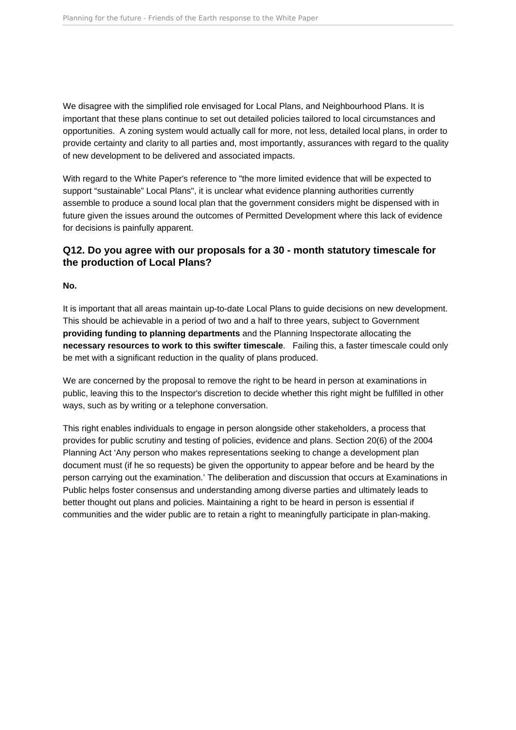We disagree with the simplified role envisaged for Local Plans, and Neighbourhood Plans. It is important that these plans continue to set out detailed policies tailored to local circumstances and opportunities.  A zoning system would actually call for more, not less, detailed local plans, in order to provide certainty and clarity to all parties and, most importantly, assurances with regard to the quality of new development to be delivered and associated impacts.

With regard to the White Paper's reference to "the more limited evidence that will be expected to support “sustainable” Local Plans", it is unclear what evidence planning authorities currently assemble to produce a sound local plan that the government considers might be dispensed with in future given the issues around the outcomes of Permitted Development where this lack of evidence for decisions is painfully apparent.

### Q12. Do you agree with our proposals for a 30 - month statutory timescale for the production of Local Plans?

**No.**

It is important that all areas maintain up-to-date Local Plans to guide decisions on new development. This should be achievable in a period of two and a half to three years, subject to Government **providing funding to planning departments** and the Planning Inspectorate allocating the **necessary resources to work to this swifter timescale**.   Failing this, a faster timescale could only be met with a significant reduction in the quality of plans produced.

We are concerned by the proposal to remove the right to be heard in person at examinations in public, leaving this to the Inspector's discretion to decide whether this right might be fulfilled in other ways, such as by writing or a telephone conversation.

This right enables individuals to engage in person alongside other stakeholders, a process that provides for public scrutiny and testing of policies, evidence and plans. Section 20(6) of the 2004 Planning Act ‘Any person who makes representations seeking to change a development plan document must (if he so requests) be given the opportunity to appear before and be heard by the person carrying out the examination.’ The deliberation and discussion that occurs at Examinations in Public helps foster consensus and understanding among diverse parties and ultimately leads to better thought out plans and policies. Maintaining a right to be heard in person is essential if communities and the wider public are to retain a right to meaningfully participate in plan-making.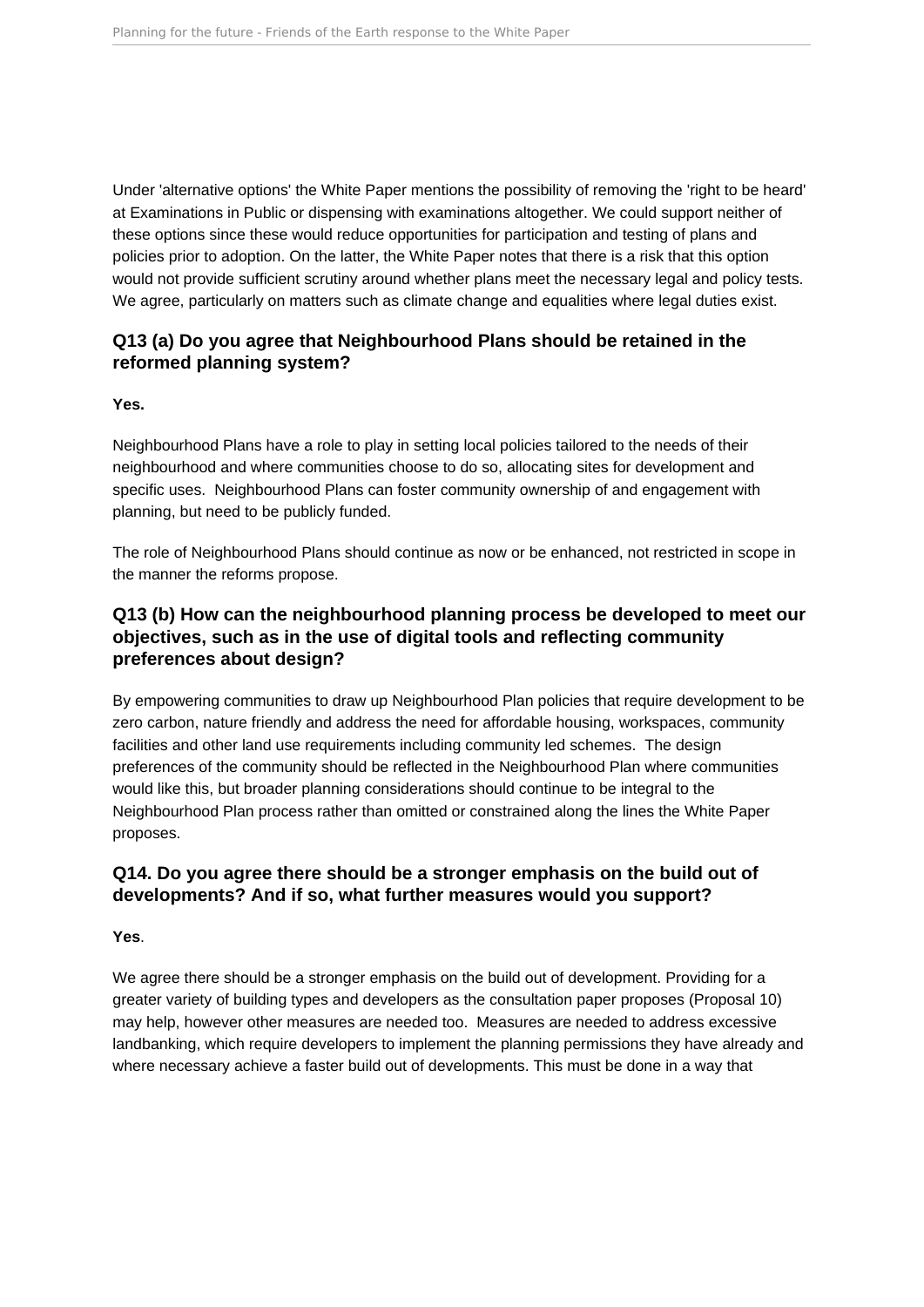Under 'alternative options' the White Paper mentions the possibility of removing the 'right to be heard' at Examinations in Public or dispensing with examinations altogether. We could support neither of these options since these would reduce opportunities for participation and testing of plans and policies prior to adoption. On the latter, the White Paper notes that there is a risk that this option would not provide sufficient scrutiny around whether plans meet the necessary legal and policy tests. We agree, particularly on matters such as climate change and equalities where legal duties exist.

### Q13 (a) Do you agree that Neighbourhood Plans should be retained in the reformed planning system?

**Yes.**

Neighbourhood Plans have a role to play in setting local policies tailored to the needs of their neighbourhood and where communities choose to do so, allocating sites for development and specific uses. Neighbourhood Plans can foster community ownership of and engagement with planning, but need to be publicly funded.

The role of Neighbourhood Plans should continue as now or be enhanced, not restricted in scope in the manner the reforms propose.

### Q13 (b) How can the neighbourhood planning process be developed to meet our objectives, such as in the use of digital tools and reflecting community preferences about design?

By empowering communities to draw up Neighbourhood Plan policies that require development to be zero carbon, nature friendly and address the need for affordable housing, workspaces, community facilities and other land use requirements including community led schemes. The design preferences of the community should be reflected in the Neighbourhood Plan where communities would like this, but broader planning considerations should continue to be integral to the Neighbourhood Plan process rather than omitted or constrained along the lines the White Paper proposes.

### Q14. Do you agree there should be a stronger emphasis on the build out of developments? And if so, what further measures would you support?

**Yes**.

We agree there should be a stronger emphasis on the build out of development. Providing for a greater variety of building types and developers as the consultation paper proposes (Proposal 10) may help, however other measures are needed too. Measures are needed to address excessive landbanking, which require developers to implement the planning permissions they have already and where necessary achieve a faster build out of developments. This must be done in a way that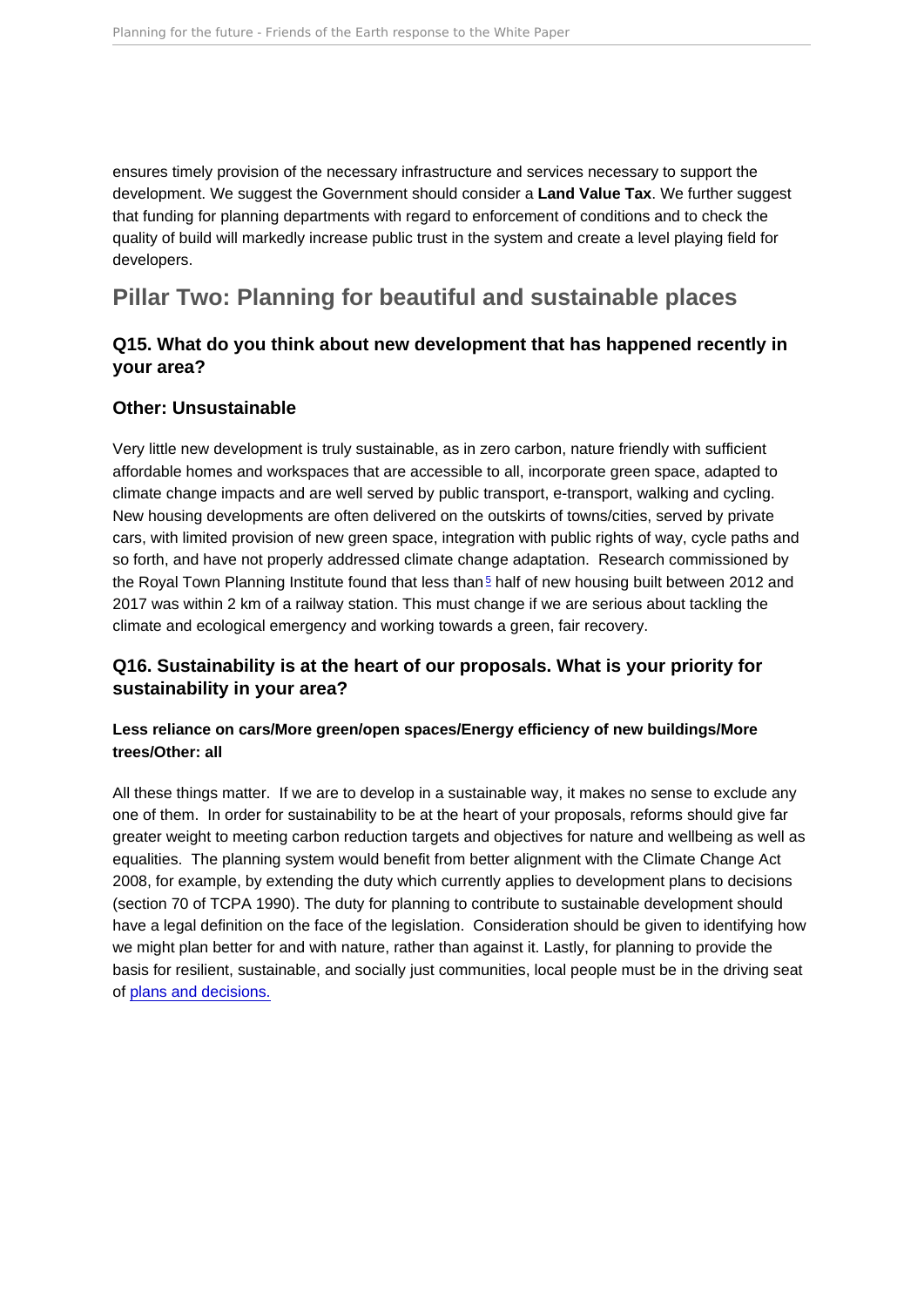ensures timely provision of the necessary infrastructure and services necessary to support the development. We suggest the Government should consider a **Land Value Tax**. We further suggest that funding for planning departments with regard to enforcement of conditions and to check the quality of build will markedly increase public trust in the system and create a level playing field for developers.

## Pillar Two: Planning for beautiful and sustainable places

### Q15. What do you think about new development that has happened recently in your area?

### Other: Unsustainable

Very little new development is truly sustainable, as in zero carbon, nature friendly with sufficient affordable homes and workspaces that are accessible to all, incorporate green space, adapted to climate change impacts and are well served by public transport, e-transport, walking and cycling. New housing developments are often delivered on the outskirts of towns/cities, served by private cars, with limited provision of new green space, integration with public rights of way, cycle paths and so forth, and have not properly addressed climate change adaptation. Research commissioned by the Royal Town Planning Institute found that less than [5] half of new housing built between 2012 and 2017 was within 2 km of a railway station. This must change if we are serious about tackling the climate and ecological emergency and working towards a green, fair recovery.

### Q16. Sustainability is at the heart of our proposals. What is your priority for sustainability in your area?

#### Less reliance on cars/More green/open spaces/Energy efficiency of new buildings/More trees/Other: all

All these things matter. If we are to develop in a sustainable way, it makes no sense to exclude any one of them. In order for sustainability to be at the heart of your proposals, reforms should give far greater weight to meeting carbon reduction targets and objectives for nature and wellbeing as well as equalities. The planning system would benefit from better alignment with the Climate Change Act 2008, for example, by extending the duty which currently applies to development plans to decisions (section 70 of TCPA 1990). The duty for planning to contribute to sustainable development should have a legal definition on the face of the legislation. Consideration should be given to identifying how we might plan better for and with nature, rather than against it. Lastly, for planning to provide the basis for resilient, sustainable, and socially just communities, local people must be in the driving seat of plans and decisions.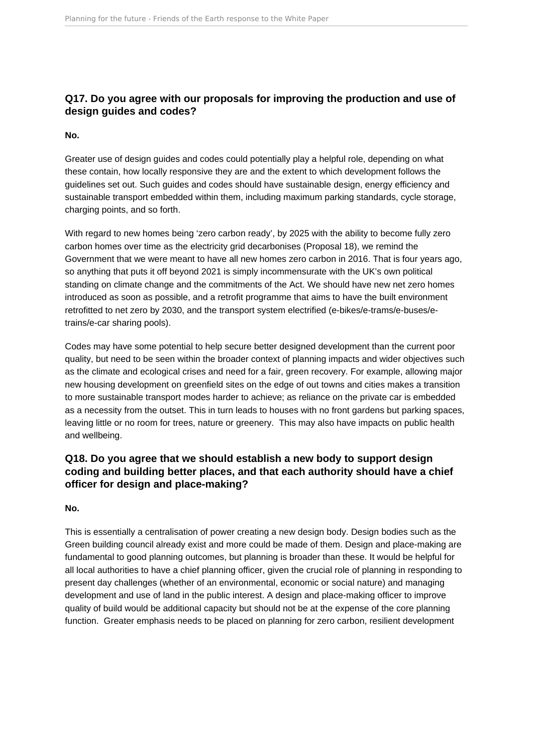### Q17. Do you agree with our proposals for improving the production and use of design guides and codes?

**No.**

Greater use of design guides and codes could potentially play a helpful role, depending on what these contain, how locally responsive they are and the extent to which development follows the guidelines set out. Such guides and codes should have sustainable design, energy efficiency and sustainable transport embedded within them, including maximum parking standards, cycle storage, charging points, and so forth.

With regard to new homes being 'zero carbon ready', by 2025 with the ability to become fully zero carbon homes over time as the electricity grid decarbonises (Proposal 18), we remind the Government that we were meant to have all new homes zero carbon in 2016. That is four years ago, so anything that puts it off beyond 2021 is simply incommensurate with the UK's own political standing on climate change and the commitments of the Act. We should have new net zero homes introduced as soon as possible, and a retrofit programme that aims to have the built environment retrofitted to net zero by 2030, and the transport system electrified (e-bikes/e-trams/e-buses/e-trains/e-car sharing pools).

Codes may have some potential to help secure better designed development than the current poor quality, but need to be seen within the broader context of planning impacts and wider objectives such as the climate and ecological crises and need for a fair, green recovery. For example, allowing major new housing development on greenfield sites on the edge of out towns and cities makes a transition to more sustainable transport modes harder to achieve; as reliance on the private car is embedded as a necessity from the outset. This in turn leads to houses with no front gardens but parking spaces, leaving little or no room for trees, nature or greenery. This may also have impacts on public health and wellbeing.

### Q18. Do you agree that we should establish a new body to support design coding and building better places, and that each authority should have a chief officer for design and place-making?

**No.**

This is essentially a centralisation of power creating a new design body. Design bodies such as the Green building council already exist and more could be made of them. Design and place-making are fundamental to good planning outcomes, but planning is broader than these. It would be helpful for all local authorities to have a chief planning officer, given the crucial role of planning in responding to present day challenges (whether of an environmental, economic or social nature) and managing development and use of land in the public interest. A design and place-making officer to improve quality of build would be additional capacity but should not be at the expense of the core planning function. Greater emphasis needs to be placed on planning for zero carbon, resilient development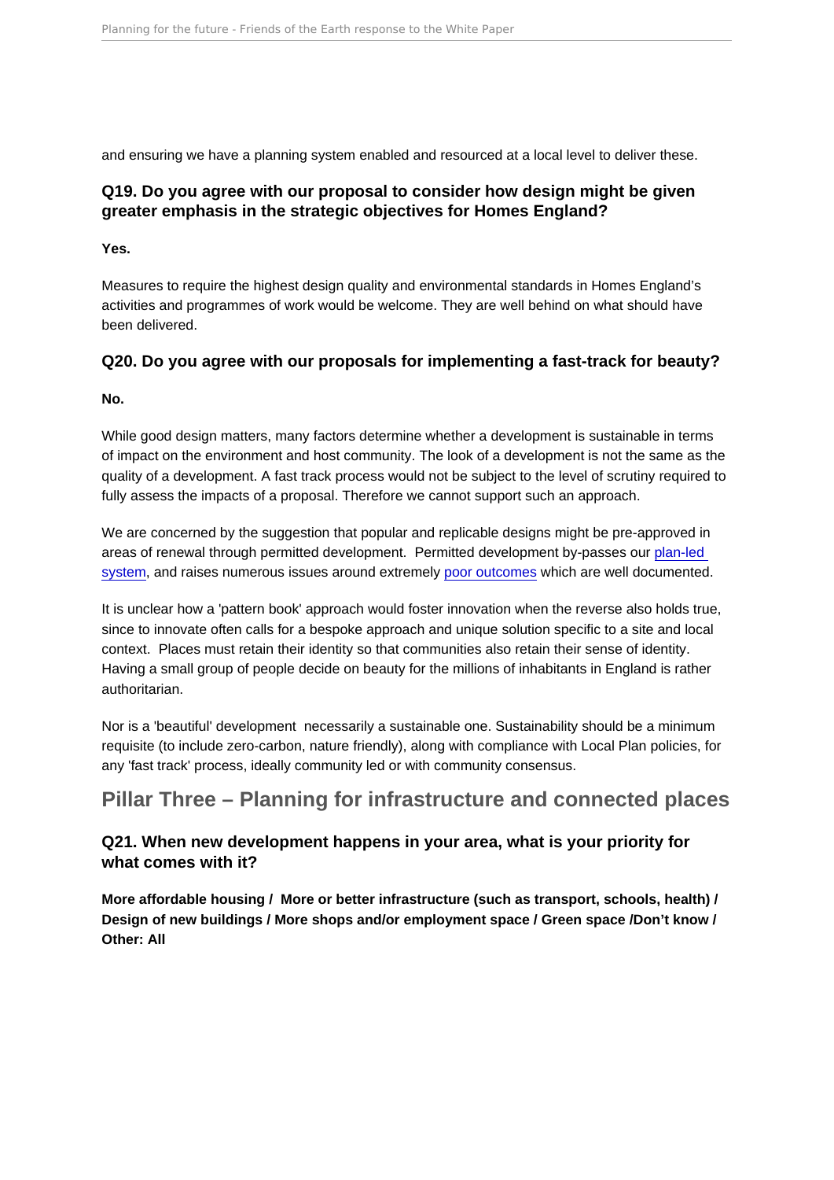and ensuring we have a planning system enabled and resourced at a local level to deliver these.

### Q19. Do you agree with our proposal to consider how design might be given greater emphasis in the strategic objectives for Homes England?

**Yes.**

Measures to require the highest design quality and environmental standards in Homes England's activities and programmes of work would be welcome. They are well behind on what should have been delivered.

### Q20. Do you agree with our proposals for implementing a fast-track for beauty?

**No.**

While good design matters, many factors determine whether a development is sustainable in terms of impact on the environment and host community. The look of a development is not the same as the quality of a development. A fast track process would not be subject to the level of scrutiny required to fully assess the impacts of a proposal. Therefore we cannot support such an approach.

We are concerned by the suggestion that popular and replicable designs might be pre-approved in areas of renewal through permitted development. Permitted development by-passes our plan-led system, and raises numerous issues around extremely poor outcomes which are well documented.

It is unclear how a 'pattern book' approach would foster innovation when the reverse also holds true, since to innovate often calls for a bespoke approach and unique solution specific to a site and local context. Places must retain their identity so that communities also retain their sense of identity. Having a small group of people decide on beauty for the millions of inhabitants in England is rather authoritarian.

Nor is a 'beautiful' development necessarily a sustainable one. Sustainability should be a minimum requisite (to include zero-carbon, nature friendly), along with compliance with Local Plan policies, for any 'fast track' process, ideally community led or with community consensus.

## Pillar Three – Planning for infrastructure and connected places

### Q21. When new development happens in your area, what is your priority for what comes with it?

**More affordable housing / More or better infrastructure (such as transport, schools, health) / Design of new buildings / More shops and/or employment space / Green space /Don't know / Other: All**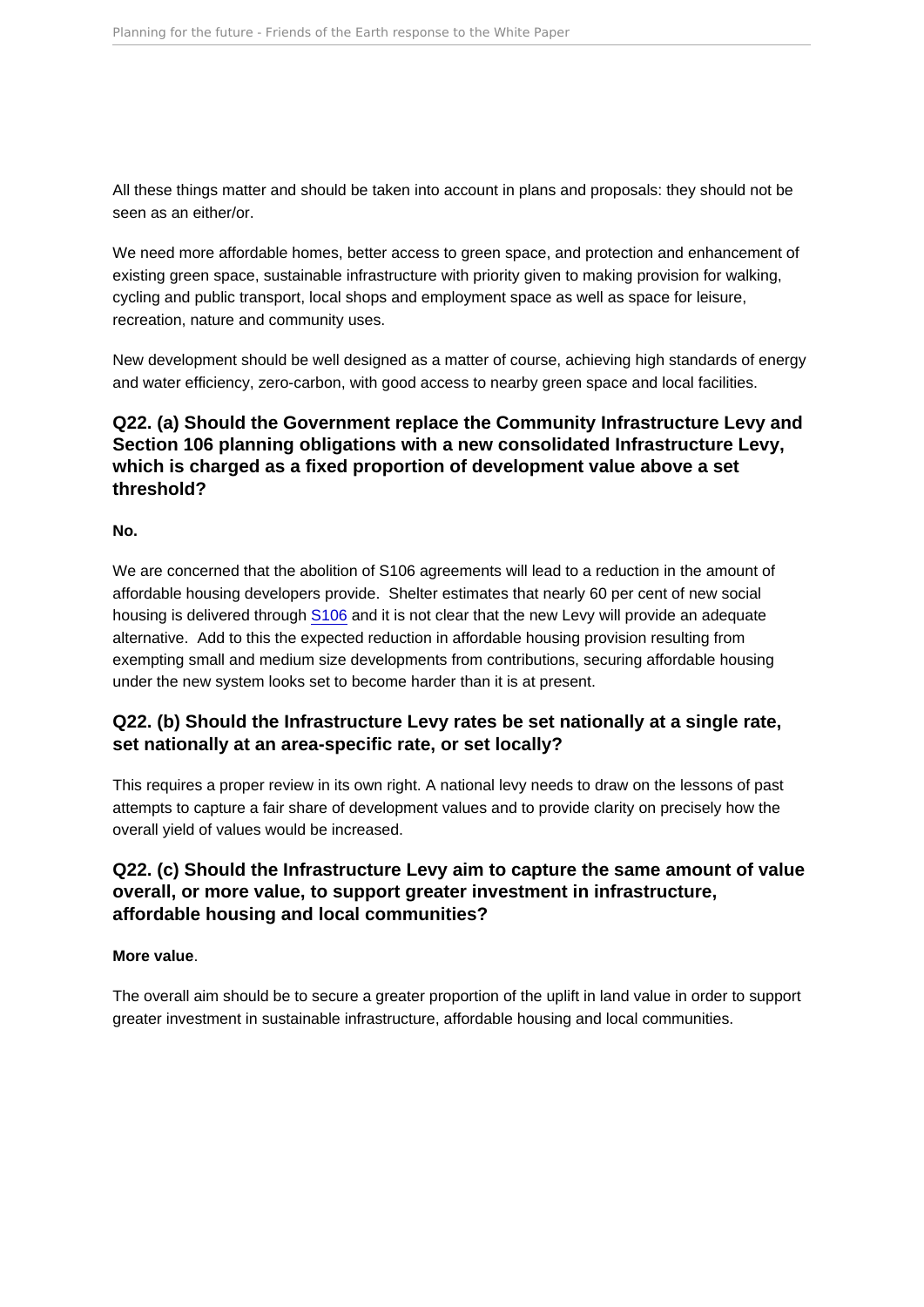All these things matter and should be taken into account in plans and proposals: they should not be seen as an either/or.

We need more affordable homes, better access to green space, and protection and enhancement of existing green space, sustainable infrastructure with priority given to making provision for walking, cycling and public transport, local shops and employment space as well as space for leisure, recreation, nature and community uses.

New development should be well designed as a matter of course, achieving high standards of energy and water efficiency, zero-carbon, with good access to nearby green space and local facilities.

### Q22. (a) Should the Government replace the Community Infrastructure Levy and Section 106 planning obligations with a new consolidated Infrastructure Levy, which is charged as a fixed proportion of development value above a set threshold?

**No.**

We are concerned that the abolition of S106 agreements will lead to a reduction in the amount of affordable housing developers provide. Shelter estimates that nearly 60 per cent of new social housing is delivered through S106 and it is not clear that the new Levy will provide an adequate alternative. Add to this the expected reduction in affordable housing provision resulting from exempting small and medium size developments from contributions, securing affordable housing under the new system looks set to become harder than it is at present.

### Q22. (b) Should the Infrastructure Levy rates be set nationally at a single rate, set nationally at an area-specific rate, or set locally?

This requires a proper review in its own right. A national levy needs to draw on the lessons of past attempts to capture a fair share of development values and to provide clarity on precisely how the overall yield of values would be increased.

### Q22. (c) Should the Infrastructure Levy aim to capture the same amount of value overall, or more value, to support greater investment in infrastructure, affordable housing and local communities?

**More value**.

The overall aim should be to secure a greater proportion of the uplift in land value in order to support greater investment in sustainable infrastructure, affordable housing and local communities.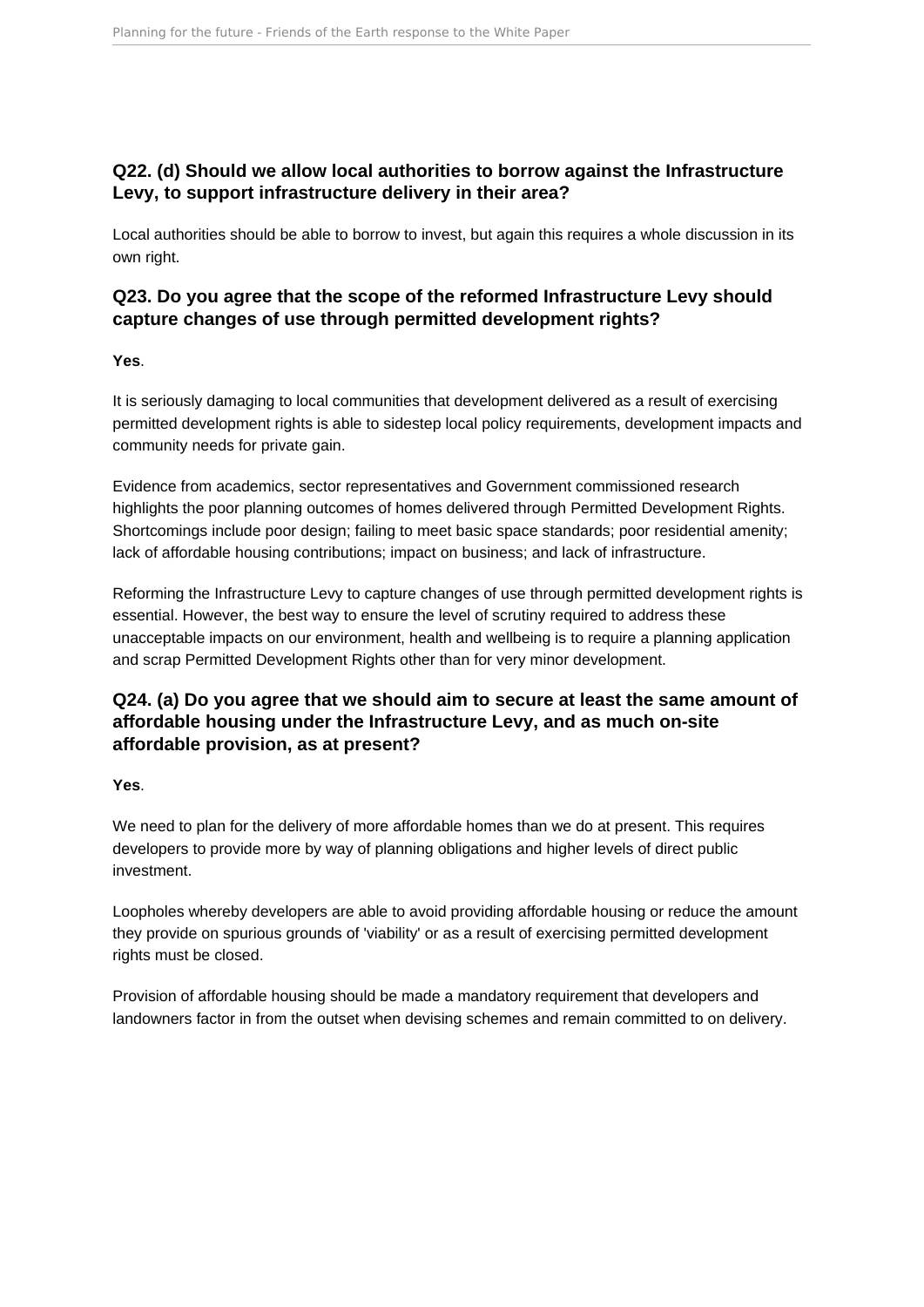### Q22. (d) Should we allow local authorities to borrow against the Infrastructure Levy, to support infrastructure delivery in their area?

Local authorities should be able to borrow to invest, but again this requires a whole discussion in its own right.

### Q23. Do you agree that the scope of the reformed Infrastructure Levy should capture changes of use through permitted development rights?

**Yes**.

It is seriously damaging to local communities that development delivered as a result of exercising permitted development rights is able to sidestep local policy requirements, development impacts and community needs for private gain.

Evidence from academics, sector representatives and Government commissioned research highlights the poor planning outcomes of homes delivered through Permitted Development Rights. Shortcomings include poor design; failing to meet basic space standards; poor residential amenity; lack of affordable housing contributions; impact on business; and lack of infrastructure.

Reforming the Infrastructure Levy to capture changes of use through permitted development rights is essential. However, the best way to ensure the level of scrutiny required to address these unacceptable impacts on our environment, health and wellbeing is to require a planning application and scrap Permitted Development Rights other than for very minor development.

### Q24. (a) Do you agree that we should aim to secure at least the same amount of affordable housing under the Infrastructure Levy, and as much on-site affordable provision, as at present?

**Yes**.

We need to plan for the delivery of more affordable homes than we do at present. This requires developers to provide more by way of planning obligations and higher levels of direct public investment.

Loopholes whereby developers are able to avoid providing affordable housing or reduce the amount they provide on spurious grounds of 'viability' or as a result of exercising permitted development rights must be closed.

Provision of affordable housing should be made a mandatory requirement that developers and landowners factor in from the outset when devising schemes and remain committed to on delivery.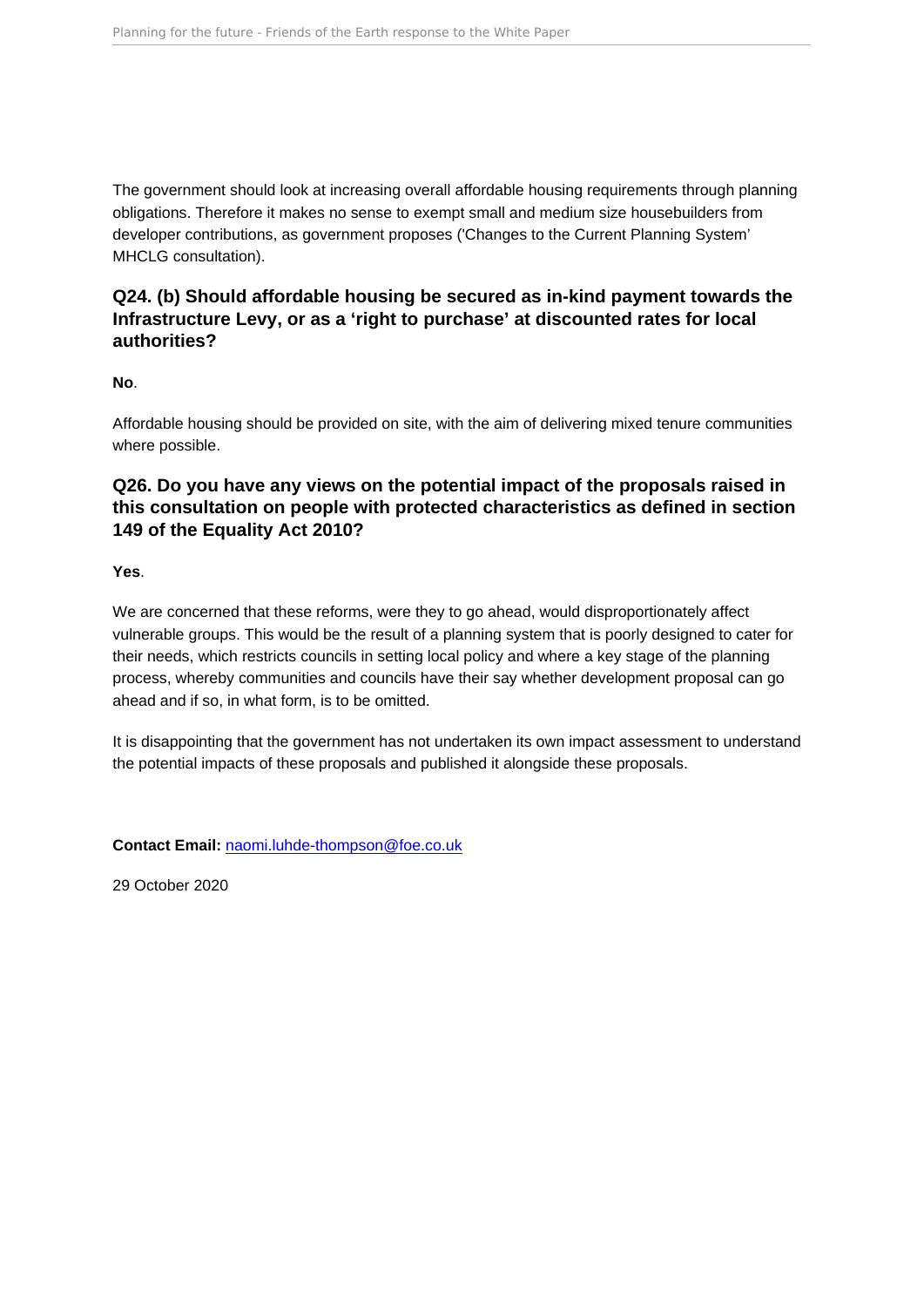The government should look at increasing overall affordable housing requirements through planning obligations. Therefore it makes no sense to exempt small and medium size housebuilders from developer contributions, as government proposes ('Changes to the Current Planning System' MHCLG consultation).

### Q24. (b) Should affordable housing be secured as in-kind payment towards the Infrastructure Levy, or as a 'right to purchase' at discounted rates for local authorities?

**No**.

Affordable housing should be provided on site, with the aim of delivering mixed tenure communities where possible.

### Q26. Do you have any views on the potential impact of the proposals raised in this consultation on people with protected characteristics as defined in section 149 of the Equality Act 2010?

**Yes**.

We are concerned that these reforms, were they to go ahead, would disproportionately affect vulnerable groups. This would be the result of a planning system that is poorly designed to cater for their needs, which restricts councils in setting local policy and where a key stage of the planning process, whereby communities and councils have their say whether development proposal can go ahead and if so, in what form, is to be omitted.

It is disappointing that the government has not undertaken its own impact assessment to understand the potential impacts of these proposals and published it alongside these proposals.

**Contact Email:** naomi.luhde-thompson@foe.co.uk

29 October 2020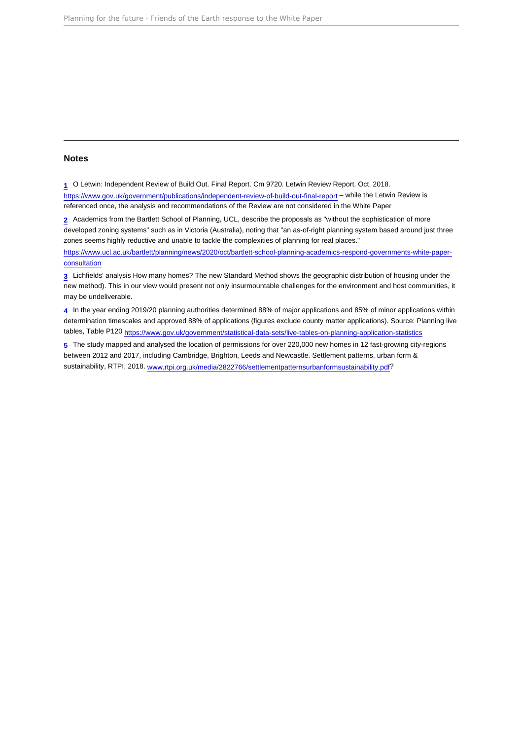## Notes

1 O Letwin: Independent Review of Build Out. Final Report. Cm 9720. Letwin Review Report. Oct. 2018. https://www.gov.uk/government/publications/independent-review-of-build-out-final-report – while the Letwin Review is referenced once, the analysis and recommendations of the Review are not considered in the White Paper

2 Academics from the Bartlett School of Planning, UCL, describe the proposals as "without the sophistication of more developed zoning systems" such as in Victoria (Australia), noting that "an as-of-right planning system based around just three zones seems highly reductive and unable to tackle the complexities of planning for real places." https://www.ucl.ac.uk/bartlett/planning/news/2020/oct/bartlett-school-planning-academics-respond-governments-white-paper-consultation

3 Lichfields' analysis How many homes? The new Standard Method shows the geographic distribution of housing under the new method). This in our view would present not only insurmountable challenges for the environment and host communities, it may be undeliverable.

4 In the year ending 2019/20 planning authorities determined 88% of major applications and 85% of minor applications within determination timescales and approved 88% of applications (figures exclude county matter applications). Source: Planning live tables, Table P120 https://www.gov.uk/government/statistical-data-sets/live-tables-on-planning-application-statistics

5 The study mapped and analysed the location of permissions for over 220,000 new homes in 12 fast-growing city-regions between 2012 and 2017, including Cambridge, Brighton, Leeds and Newcastle. Settlement patterns, urban form & sustainability, RTPI, 2018. www.rtpi.org.uk/media/2822766/settlementpatternsurbanformsustainability.pdf?